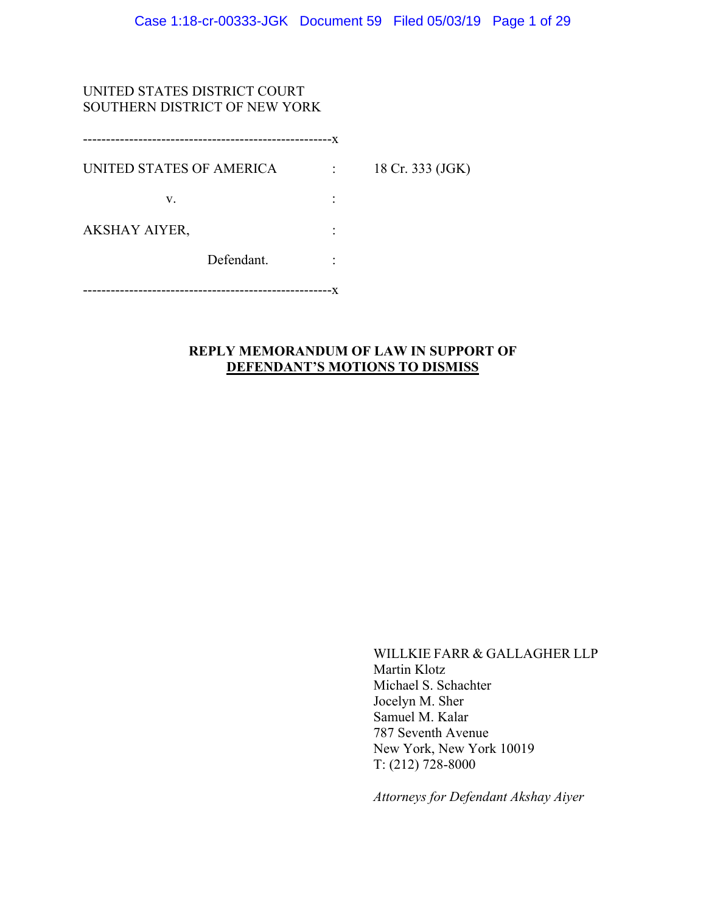UNITED STATES DISTRICT COURT
SOUTHERN DISTRICT OF NEW YORK

-----------------------------------------------------x

| | | |
|---|---|---|
| UNITED STATES OF AMERICA | : | 18 Cr. 333 (JGK) |
| v. | : | |
| AKSHAY AIYER, | : | |
| Defendant. | : | |

-----------------------------------------------------x

**REPLY MEMORANDUM OF LAW IN SUPPORT OF DEFENDANT'S MOTIONS TO DISMISS**

WILLKIE FARR & GALLAGHER LLP
Martin Klotz
Michael S. Schachter
Jocelyn M. Sher
Samuel M. Kalar
787 Seventh Avenue
New York, New York 10019
T: (212) 728-8000

*Attorneys for Defendant Akshay Aiyer*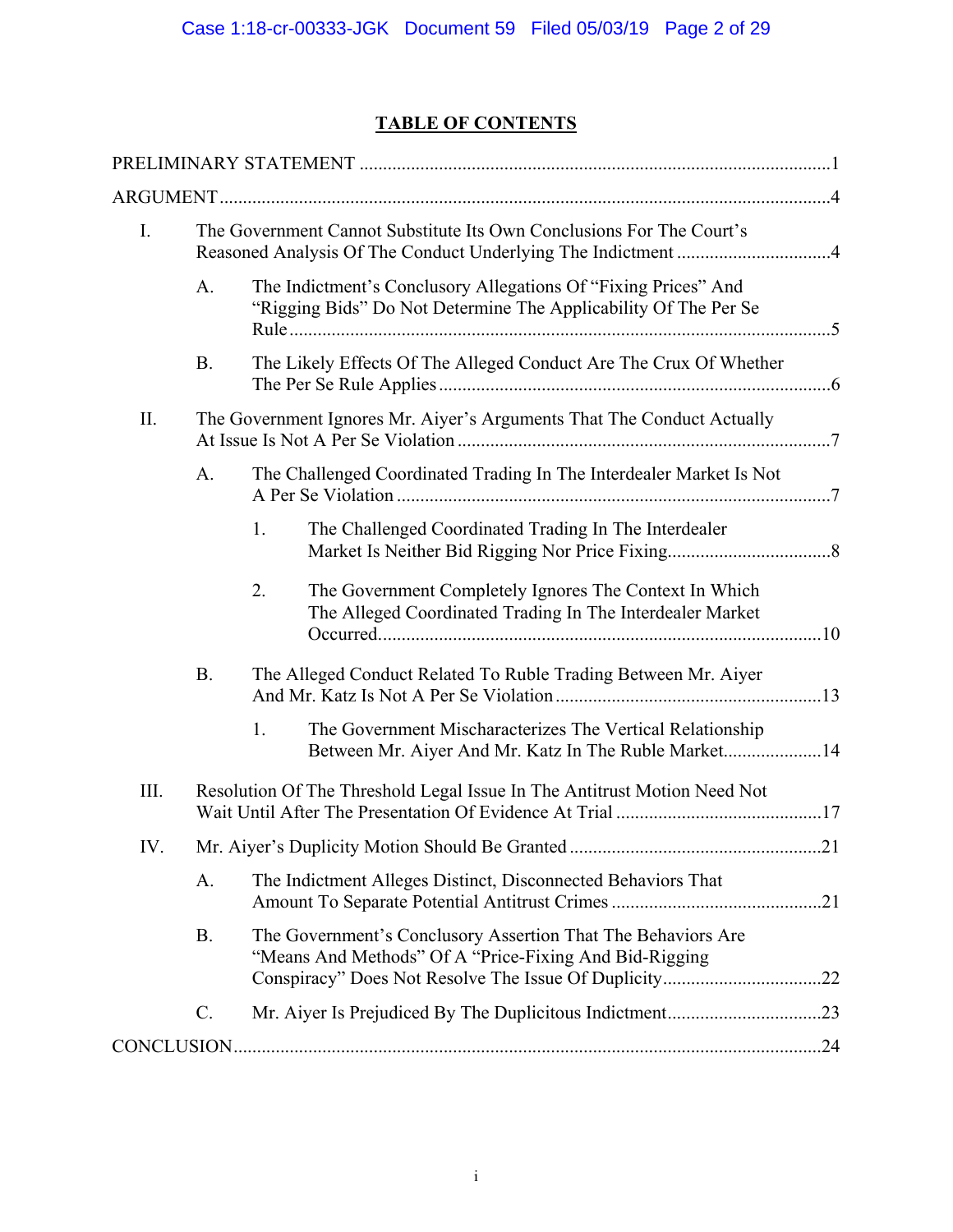## TABLE OF CONTENTS

PRELIMINARY STATEMENT ....................................................................................................1

ARGUMENT ..................................................................................................................................4

I. The Government Cannot Substitute Its Own Conclusions For The Court's Reasoned Analysis Of The Conduct Underlying The Indictment .................................4

   A. The Indictment's Conclusory Allegations Of "Fixing Prices" And "Rigging Bids" Do Not Determine The Applicability Of The Per Se Rule ...................................................................................................................5

   B. The Likely Effects Of The Alleged Conduct Are The Crux Of Whether The Per Se Rule Applies ....................................................................................6

II. The Government Ignores Mr. Aiyer's Arguments That The Conduct Actually At Issue Is Not A Per Se Violation ................................................................................7

   A. The Challenged Coordinated Trading In The Interdealer Market Is Not A Per Se Violation ............................................................................................7

      1. The Challenged Coordinated Trading In The Interdealer Market Is Neither Bid Rigging Nor Price Fixing..................................8

      2. The Government Completely Ignores The Context In Which The Alleged Coordinated Trading In The Interdealer Market Occurred.............................................................................................10

   B. The Alleged Conduct Related To Ruble Trading Between Mr. Aiyer And Mr. Katz Is Not A Per Se Violation ........................................................13

      1. The Government Mischaracterizes The Vertical Relationship Between Mr. Aiyer And Mr. Katz In The Ruble Market.....................14

III. Resolution Of The Threshold Legal Issue In The Antitrust Motion Need Not Wait Until After The Presentation Of Evidence At Trial ............................................17

IV. Mr. Aiyer's Duplicity Motion Should Be Granted .....................................................21

   A. The Indictment Alleges Distinct, Disconnected Behaviors That Amount To Separate Potential Antitrust Crimes .............................................21

   B. The Government's Conclusory Assertion That The Behaviors Are "Means And Methods" Of A "Price-Fixing And Bid-Rigging Conspiracy" Does Not Resolve The Issue Of Duplicity..................................22

   C. Mr. Aiyer Is Prejudiced By The Duplicitous Indictment.................................23

CONCLUSION............................................................................................................................24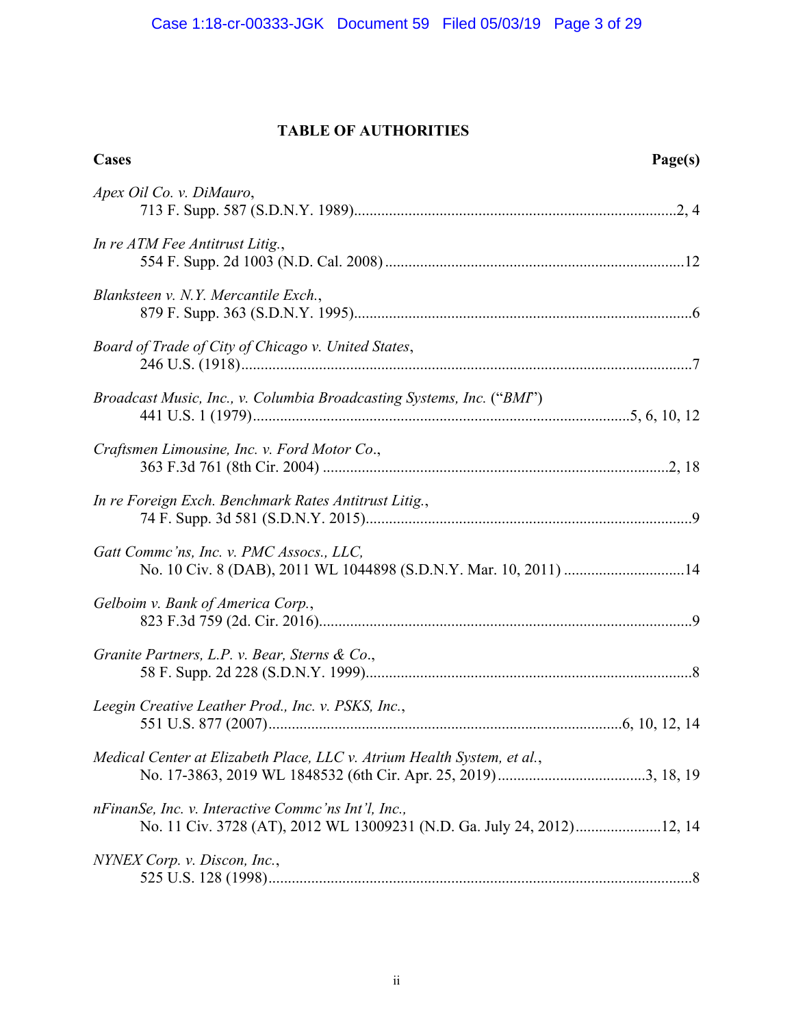## TABLE OF AUTHORITIES

| Cases | Page(s) |
|---|---|
| *Apex Oil Co. v. DiMauro*, 713 F. Supp. 587 (S.D.N.Y. 1989) | 2, 4 |
| *In re ATM Fee Antitrust Litig.*, 554 F. Supp. 2d 1003 (N.D. Cal. 2008) | 12 |
| *Blanksteen v. N.Y. Mercantile Exch.*, 879 F. Supp. 363 (S.D.N.Y. 1995) | 6 |
| *Board of Trade of City of Chicago v. United States*, 246 U.S. (1918) | 7 |
| *Broadcast Music, Inc., v. Columbia Broadcasting Systems, Inc.* ("*BMI*") 441 U.S. 1 (1979) | 5, 6, 10, 12 |
| *Craftsmen Limousine, Inc. v. Ford Motor Co.*, 363 F.3d 761 (8th Cir. 2004) | 2, 18 |
| *In re Foreign Exch. Benchmark Rates Antitrust Litig.*, 74 F. Supp. 3d 581 (S.D.N.Y. 2015) | 9 |
| *Gatt Commc'ns, Inc. v. PMC Assocs., LLC,* No. 10 Civ. 8 (DAB), 2011 WL 1044898 (S.D.N.Y. Mar. 10, 2011) | 14 |
| *Gelboim v. Bank of America Corp.*, 823 F.3d 759 (2d. Cir. 2016) | 9 |
| *Granite Partners, L.P. v. Bear, Sterns & Co*., 58 F. Supp. 2d 228 (S.D.N.Y. 1999) | 8 |
| *Leegin Creative Leather Prod., Inc. v. PSKS, Inc.*, 551 U.S. 877 (2007) | 6, 10, 12, 14 |
| *Medical Center at Elizabeth Place, LLC v. Atrium Health System, et al.*, No. 17-3863, 2019 WL 1848532 (6th Cir. Apr. 25, 2019) | 3, 18, 19 |
| *nFinanSe, Inc. v. Interactive Commc'ns Int'l, Inc.,* No. 11 Civ. 3728 (AT), 2012 WL 13009231 (N.D. Ga. July 24, 2012) | 12, 14 |
| *NYNEX Corp. v. Discon, Inc.*, 525 U.S. 128 (1998) | 8 |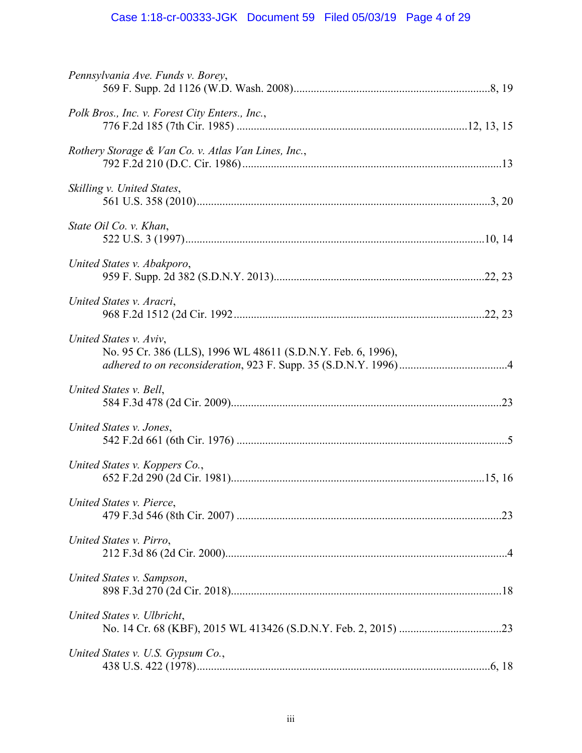*Pennsylvania Ave. Funds v. Borey*,
569 F. Supp. 2d 1126 (W.D. Wash. 2008).....................................................................8, 19

*Polk Bros., Inc. v. Forest City Enters., Inc.*,
776 F.2d 185 (7th Cir. 1985) ................................................................................12, 13, 15

*Rothery Storage & Van Co. v. Atlas Van Lines, Inc.*,
792 F.2d 210 (D.C. Cir. 1986)..........................................................................................13

*Skilling v. United States*,
561 U.S. 358 (2010).......................................................................................................3, 20

*State Oil Co. v. Khan*,
522 U.S. 3 (1997)........................................................................................................10, 14

*United States v. Abakporo*,
959 F. Supp. 2d 382 (S.D.N.Y. 2013).........................................................................22, 23

*United States v. Aracri*,
968 F.2d 1512 (2d Cir. 1992.......................................................................................22, 23

*United States v. Aviv*,
No. 95 Cr. 386 (LLS), 1996 WL 48611 (S.D.N.Y. Feb. 6, 1996),
*adhered to on reconsideration*, 923 F. Supp. 35 (S.D.N.Y. 1996)......................................4

*United States v. Bell*,
584 F.3d 478 (2d Cir. 2009)..............................................................................................23

*United States v. Jones*,
542 F.2d 661 (6th Cir. 1976) ..............................................................................................5

*United States v. Koppers Co.*,
652 F.2d 290 (2d Cir. 1981)........................................................................................15, 16

*United States v. Pierce*,
479 F.3d 546 (8th Cir. 2007) ............................................................................................23

*United States v. Pirro*,
212 F.3d 86 (2d Cir. 2000).................................................................................................4

*United States v. Sampson*,
898 F.3d 270 (2d Cir. 2018)..............................................................................................18

*United States v. Ulbricht*,
No. 14 Cr. 68 (KBF), 2015 WL 413426 (S.D.N.Y. Feb. 2, 2015) ....................................23

*United States v. U.S. Gypsum Co.*,
438 U.S. 422 (1978).....................................................................................................6, 18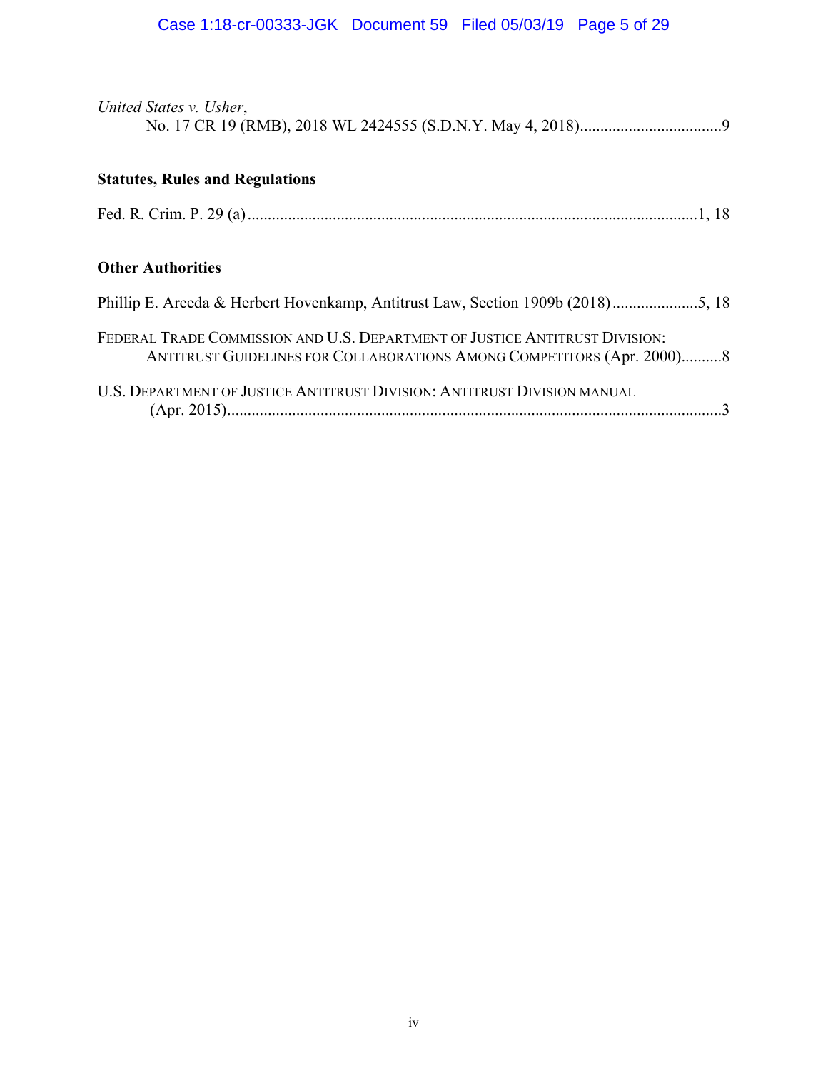*United States v. Usher*,
No. 17 CR 19 (RMB), 2018 WL 2424555 (S.D.N.Y. May 4, 2018)....................................9

**Statutes, Rules and Regulations**

Fed. R. Crim. P. 29 (a)..............................................................................................................1, 18

**Other Authorities**

Phillip E. Areeda & Herbert Hovenkamp, Antitrust Law, Section 1909b (2018).....................5, 18

FEDERAL TRADE COMMISSION AND U.S. DEPARTMENT OF JUSTICE ANTITRUST DIVISION: ANTITRUST GUIDELINES FOR COLLABORATIONS AMONG COMPETITORS (Apr. 2000)..........8

U.S. DEPARTMENT OF JUSTICE ANTITRUST DIVISION: ANTITRUST DIVISION MANUAL (Apr. 2015)..........................................................................................................................3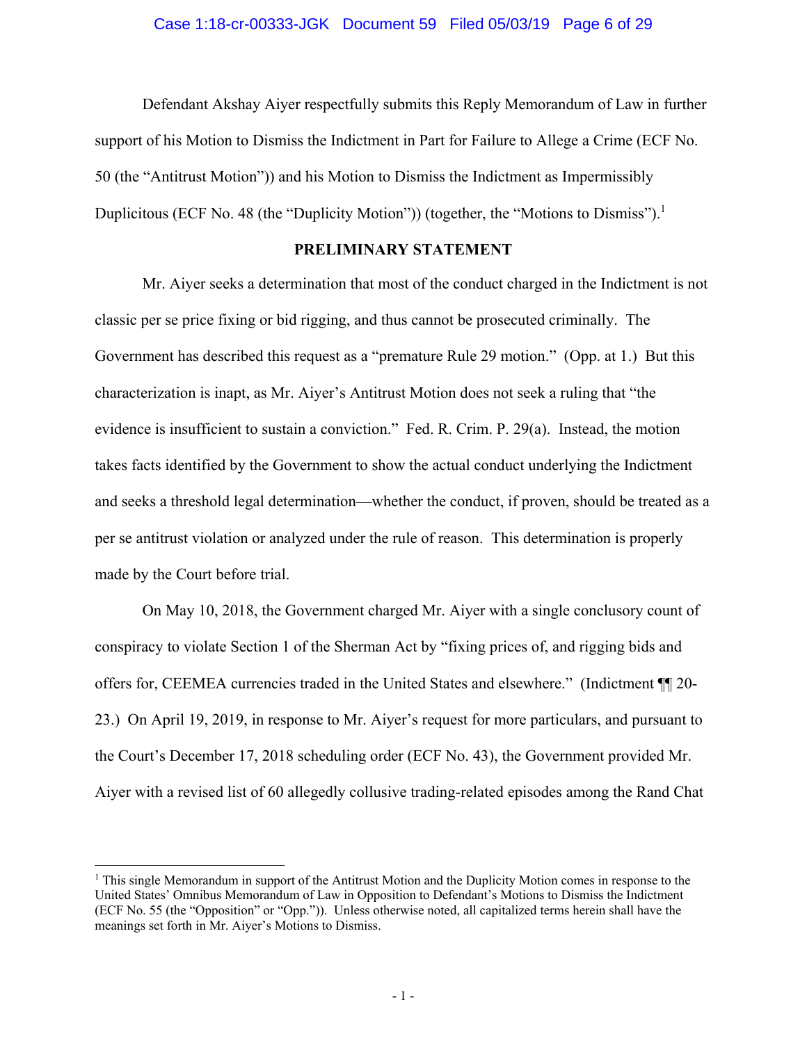Defendant Akshay Aiyer respectfully submits this Reply Memorandum of Law in further support of his Motion to Dismiss the Indictment in Part for Failure to Allege a Crime (ECF No. 50 (the "Antitrust Motion")) and his Motion to Dismiss the Indictment as Impermissibly Duplicitous (ECF No. 48 (the "Duplicity Motion")) (together, the "Motions to Dismiss").[1]

## PRELIMINARY STATEMENT

Mr. Aiyer seeks a determination that most of the conduct charged in the Indictment is not classic per se price fixing or bid rigging, and thus cannot be prosecuted criminally. The Government has described this request as a "premature Rule 29 motion." (Opp. at 1.) But this characterization is inapt, as Mr. Aiyer's Antitrust Motion does not seek a ruling that "the evidence is insufficient to sustain a conviction." Fed. R. Crim. P. 29(a). Instead, the motion takes facts identified by the Government to show the actual conduct underlying the Indictment and seeks a threshold legal determination—whether the conduct, if proven, should be treated as a per se antitrust violation or analyzed under the rule of reason. This determination is properly made by the Court before trial.

On May 10, 2018, the Government charged Mr. Aiyer with a single conclusory count of conspiracy to violate Section 1 of the Sherman Act by "fixing prices of, and rigging bids and offers for, CEEMEA currencies traded in the United States and elsewhere." (Indictment ¶¶ 20-23.) On April 19, 2019, in response to Mr. Aiyer's request for more particulars, and pursuant to the Court's December 17, 2018 scheduling order (ECF No. 43), the Government provided Mr. Aiyer with a revised list of 60 allegedly collusive trading-related episodes among the Rand Chat

---

[1] This single Memorandum in support of the Antitrust Motion and the Duplicity Motion comes in response to the United States' Omnibus Memorandum of Law in Opposition to Defendant's Motions to Dismiss the Indictment (ECF No. 55 (the "Opposition" or "Opp.")). Unless otherwise noted, all capitalized terms herein shall have the meanings set forth in Mr. Aiyer's Motions to Dismiss.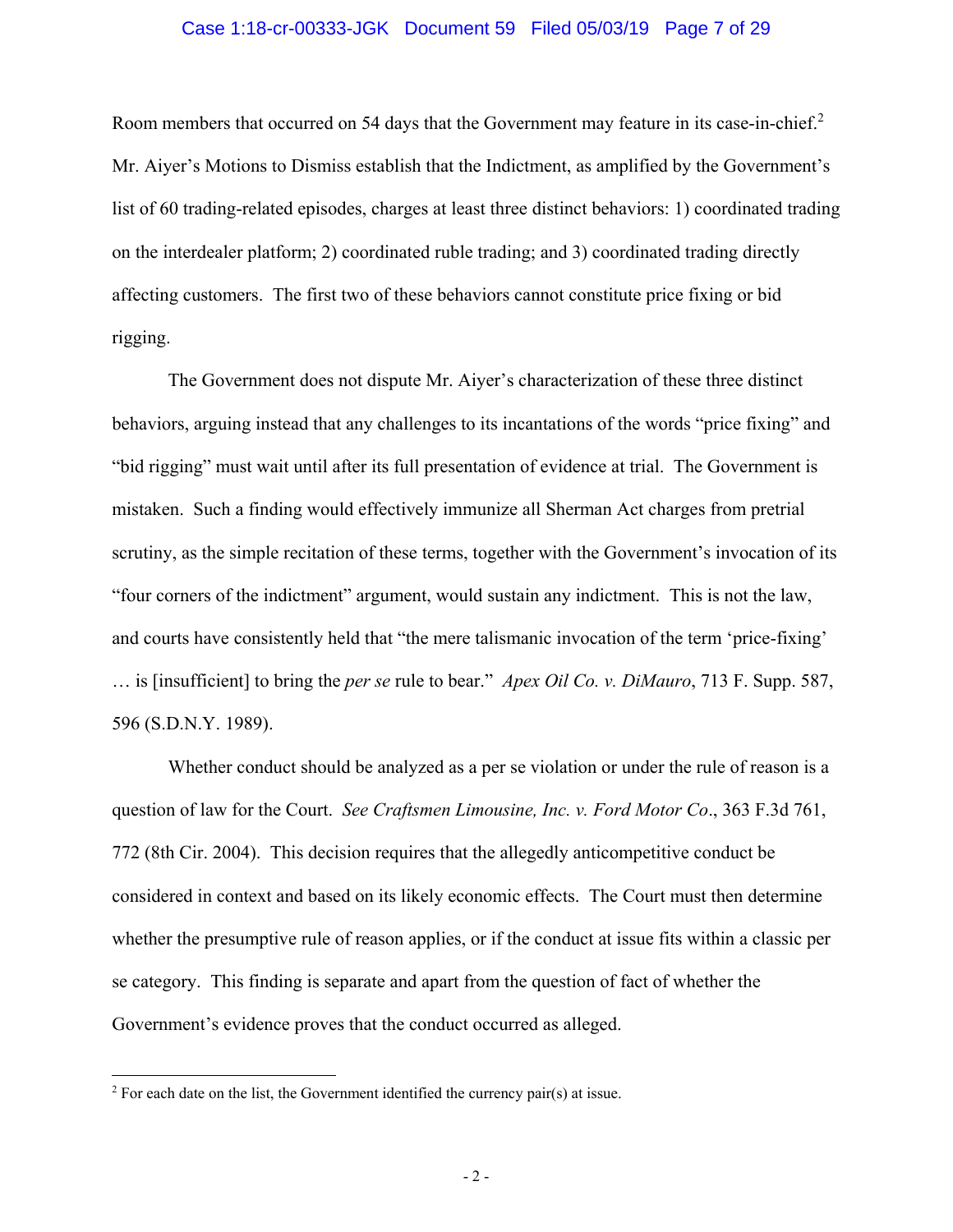Room members that occurred on 54 days that the Government may feature in its case-in-chief.[2] Mr. Aiyer's Motions to Dismiss establish that the Indictment, as amplified by the Government's list of 60 trading-related episodes, charges at least three distinct behaviors: 1) coordinated trading on the interdealer platform; 2) coordinated ruble trading; and 3) coordinated trading directly affecting customers. The first two of these behaviors cannot constitute price fixing or bid rigging.

The Government does not dispute Mr. Aiyer's characterization of these three distinct behaviors, arguing instead that any challenges to its incantations of the words "price fixing" and "bid rigging" must wait until after its full presentation of evidence at trial. The Government is mistaken. Such a finding would effectively immunize all Sherman Act charges from pretrial scrutiny, as the simple recitation of these terms, together with the Government's invocation of its "four corners of the indictment" argument, would sustain any indictment. This is not the law, and courts have consistently held that "the mere talismanic invocation of the term 'price-fixing' … is [insufficient] to bring the *per se* rule to bear." *Apex Oil Co. v. DiMauro*, 713 F. Supp. 587, 596 (S.D.N.Y. 1989).

Whether conduct should be analyzed as a per se violation or under the rule of reason is a question of law for the Court. *See Craftsmen Limousine, Inc. v. Ford Motor Co*., 363 F.3d 761, 772 (8th Cir. 2004). This decision requires that the allegedly anticompetitive conduct be considered in context and based on its likely economic effects. The Court must then determine whether the presumptive rule of reason applies, or if the conduct at issue fits within a classic per se category. This finding is separate and apart from the question of fact of whether the Government's evidence proves that the conduct occurred as alleged.

---

[2] For each date on the list, the Government identified the currency pair(s) at issue.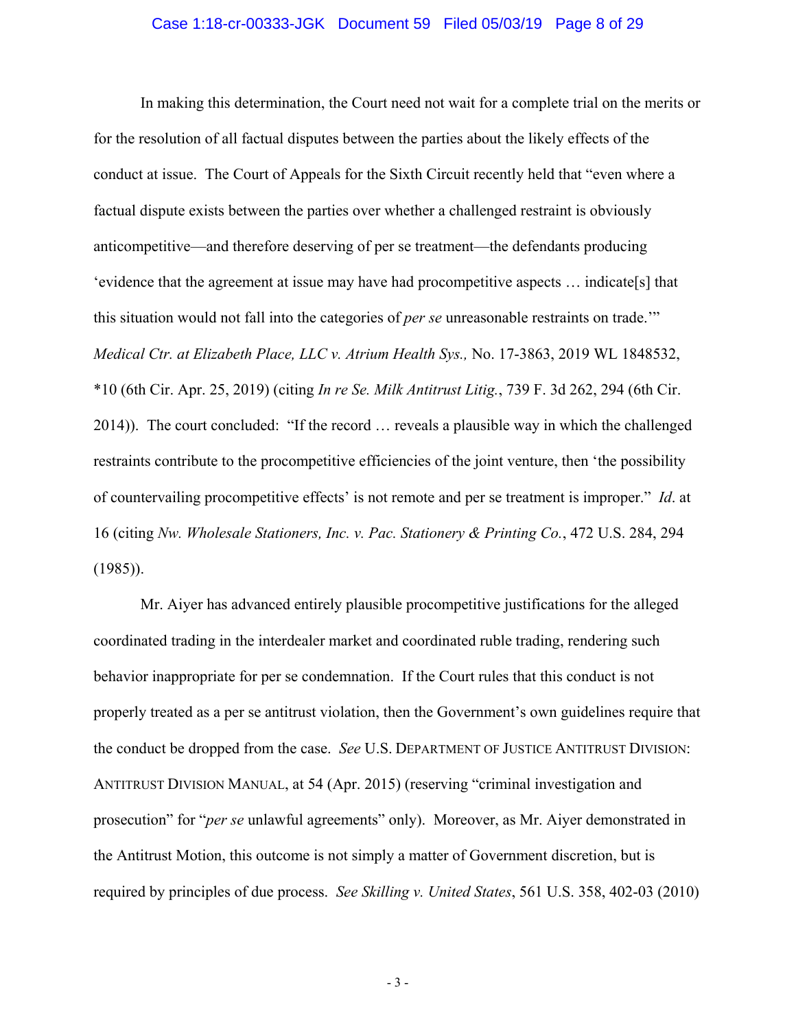In making this determination, the Court need not wait for a complete trial on the merits or for the resolution of all factual disputes between the parties about the likely effects of the conduct at issue. The Court of Appeals for the Sixth Circuit recently held that "even where a factual dispute exists between the parties over whether a challenged restraint is obviously anticompetitive—and therefore deserving of per se treatment—the defendants producing 'evidence that the agreement at issue may have had procompetitive aspects … indicate[s] that this situation would not fall into the categories of *per se* unreasonable restraints on trade.'" *Medical Ctr. at Elizabeth Place, LLC v. Atrium Health Sys.,* No. 17-3863, 2019 WL 1848532, *10 (6th Cir. Apr. 25, 2019) (citing *In re Se. Milk Antitrust Litig.*, 739 F. 3d 262, 294 (6th Cir. 2014)). The court concluded: "If the record … reveals a plausible way in which the challenged restraints contribute to the procompetitive efficiencies of the joint venture, then 'the possibility of countervailing procompetitive effects' is not remote and per se treatment is improper." *Id*. at 16 (citing *Nw. Wholesale Stationers, Inc. v. Pac. Stationery & Printing Co.*, 472 U.S. 284, 294 (1985)).

Mr. Aiyer has advanced entirely plausible procompetitive justifications for the alleged coordinated trading in the interdealer market and coordinated ruble trading, rendering such behavior inappropriate for per se condemnation. If the Court rules that this conduct is not properly treated as a per se antitrust violation, then the Government's own guidelines require that the conduct be dropped from the case. *See* U.S. DEPARTMENT OF JUSTICE ANTITRUST DIVISION: ANTITRUST DIVISION MANUAL, at 54 (Apr. 2015) (reserving "criminal investigation and prosecution" for "*per se* unlawful agreements" only). Moreover, as Mr. Aiyer demonstrated in the Antitrust Motion, this outcome is not simply a matter of Government discretion, but is required by principles of due process. *See Skilling v. United States*, 561 U.S. 358, 402-03 (2010)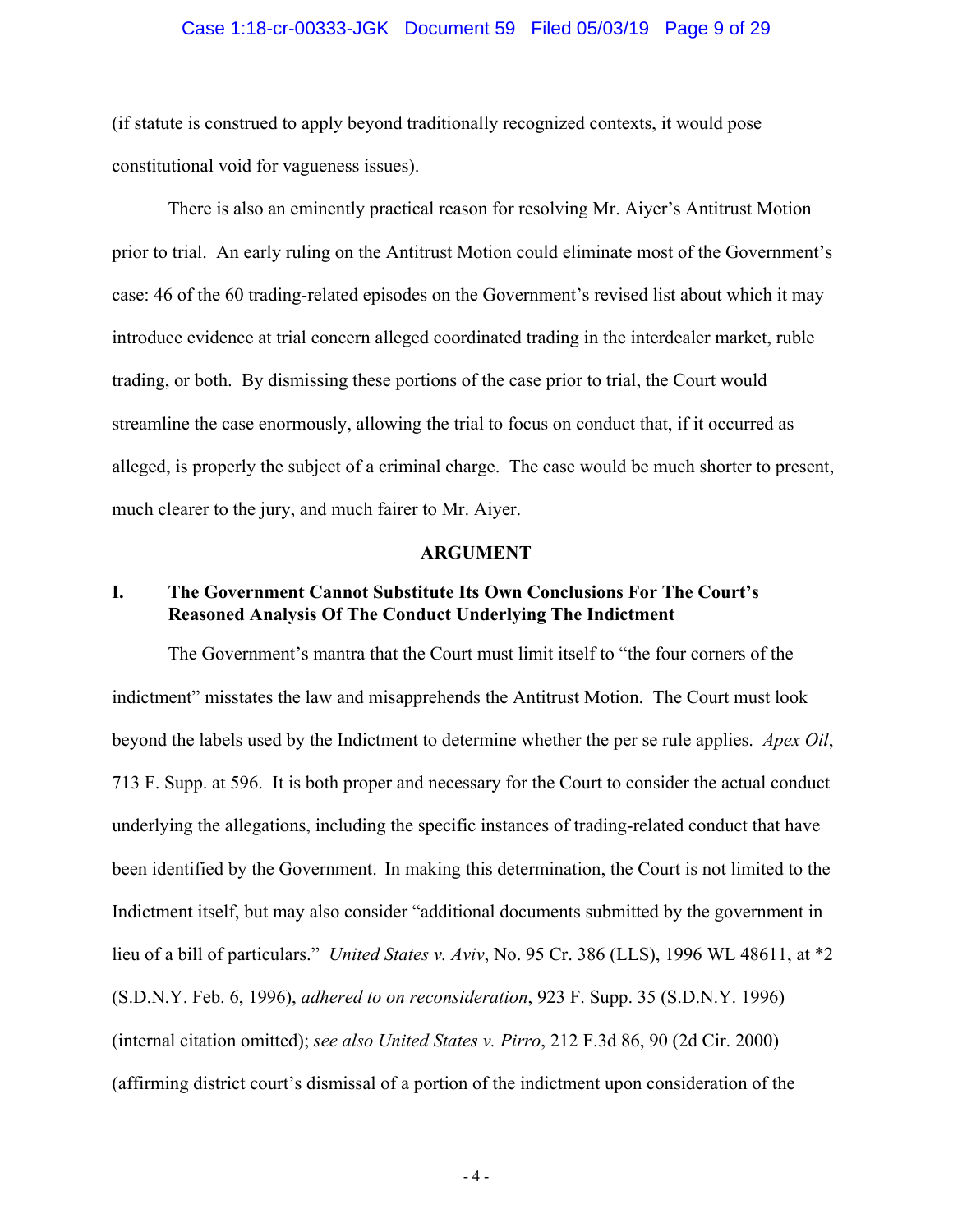(if statute is construed to apply beyond traditionally recognized contexts, it would pose constitutional void for vagueness issues).

There is also an eminently practical reason for resolving Mr. Aiyer's Antitrust Motion prior to trial. An early ruling on the Antitrust Motion could eliminate most of the Government's case: 46 of the 60 trading-related episodes on the Government's revised list about which it may introduce evidence at trial concern alleged coordinated trading in the interdealer market, ruble trading, or both. By dismissing these portions of the case prior to trial, the Court would streamline the case enormously, allowing the trial to focus on conduct that, if it occurred as alleged, is properly the subject of a criminal charge. The case would be much shorter to present, much clearer to the jury, and much fairer to Mr. Aiyer.

## ARGUMENT

### I. The Government Cannot Substitute Its Own Conclusions For The Court's Reasoned Analysis Of The Conduct Underlying The Indictment

The Government's mantra that the Court must limit itself to "the four corners of the indictment" misstates the law and misapprehends the Antitrust Motion. The Court must look beyond the labels used by the Indictment to determine whether the per se rule applies. *Apex Oil*, 713 F. Supp. at 596. It is both proper and necessary for the Court to consider the actual conduct underlying the allegations, including the specific instances of trading-related conduct that have been identified by the Government. In making this determination, the Court is not limited to the Indictment itself, but may also consider "additional documents submitted by the government in lieu of a bill of particulars." *United States v. Aviv*, No. 95 Cr. 386 (LLS), 1996 WL 48611, at *2 (S.D.N.Y. Feb. 6, 1996), *adhered to on reconsideration*, 923 F. Supp. 35 (S.D.N.Y. 1996) (internal citation omitted); *see also United States v. Pirro*, 212 F.3d 86, 90 (2d Cir. 2000) (affirming district court's dismissal of a portion of the indictment upon consideration of the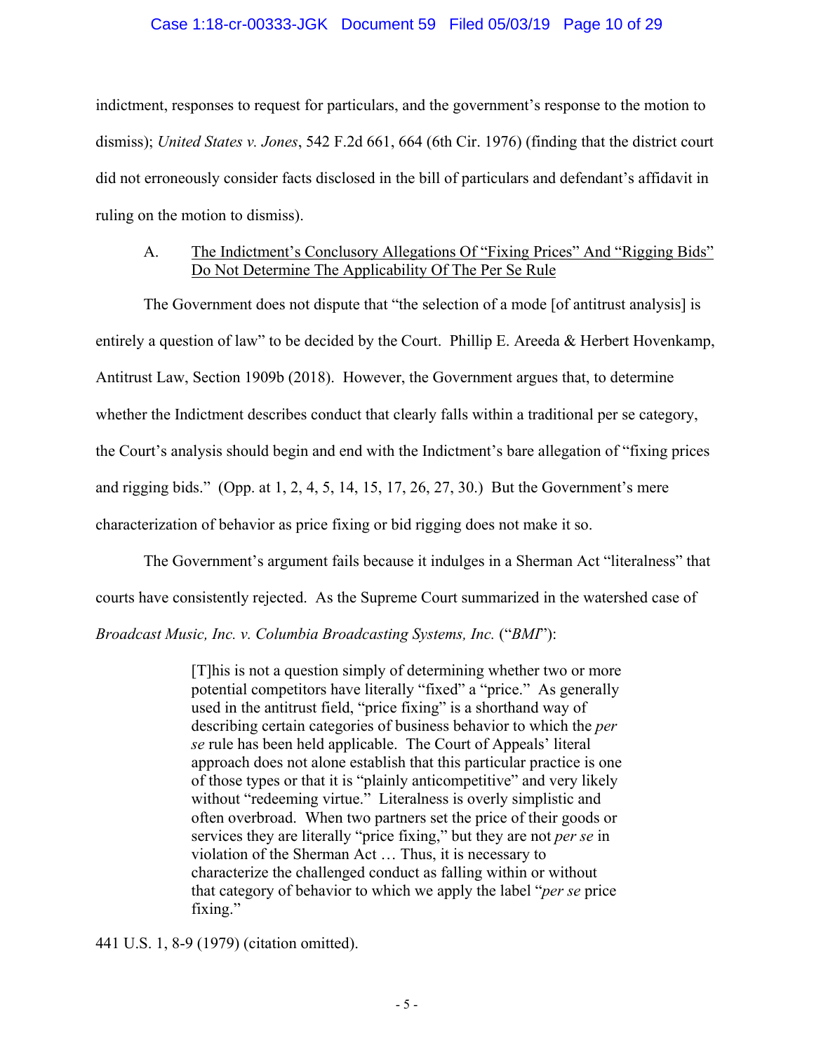indictment, responses to request for particulars, and the government's response to the motion to dismiss); *United States v. Jones*, 542 F.2d 661, 664 (6th Cir. 1976) (finding that the district court did not erroneously consider facts disclosed in the bill of particulars and defendant's affidavit in ruling on the motion to dismiss).

### A. <u>The Indictment's Conclusory Allegations Of "Fixing Prices" And "Rigging Bids" Do Not Determine The Applicability Of The Per Se Rule</u>

The Government does not dispute that "the selection of a mode [of antitrust analysis] is entirely a question of law" to be decided by the Court. Phillip E. Areeda & Herbert Hovenkamp, Antitrust Law, Section 1909b (2018). However, the Government argues that, to determine whether the Indictment describes conduct that clearly falls within a traditional per se category, the Court's analysis should begin and end with the Indictment's bare allegation of "fixing prices and rigging bids." (Opp. at 1, 2, 4, 5, 14, 15, 17, 26, 27, 30.) But the Government's mere characterization of behavior as price fixing or bid rigging does not make it so.

The Government's argument fails because it indulges in a Sherman Act "literalness" that courts have consistently rejected. As the Supreme Court summarized in the watershed case of *Broadcast Music, Inc. v. Columbia Broadcasting Systems, Inc.* ("*BMI*"):

> [T]his is not a question simply of determining whether two or more potential competitors have literally "fixed" a "price." As generally used in the antitrust field, "price fixing" is a shorthand way of describing certain categories of business behavior to which the *per se* rule has been held applicable. The Court of Appeals' literal approach does not alone establish that this particular practice is one of those types or that it is "plainly anticompetitive" and very likely without "redeeming virtue." Literalness is overly simplistic and often overbroad. When two partners set the price of their goods or services they are literally "price fixing," but they are not *per se* in violation of the Sherman Act … Thus, it is necessary to characterize the challenged conduct as falling within or without that category of behavior to which we apply the label "*per se* price fixing."

441 U.S. 1, 8-9 (1979) (citation omitted).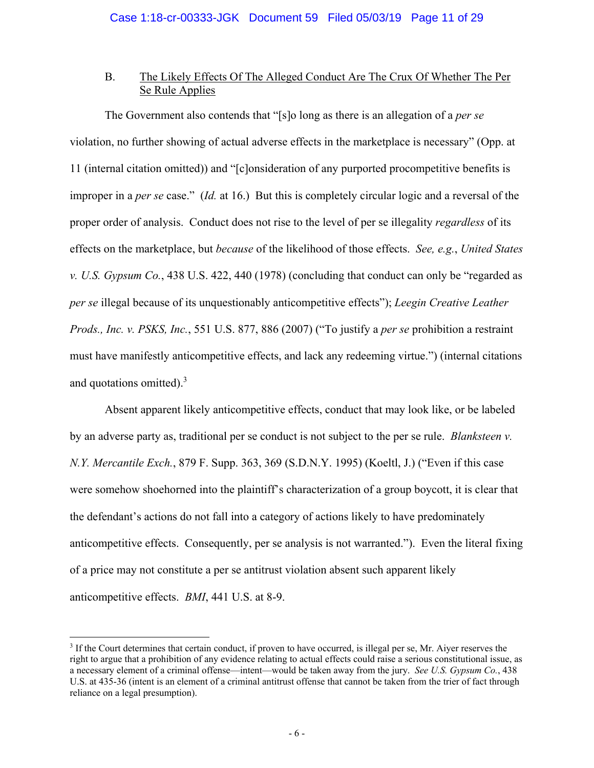### B. The Likely Effects Of The Alleged Conduct Are The Crux Of Whether The Per Se Rule Applies

The Government also contends that "[s]o long as there is an allegation of a *per se* violation, no further showing of actual adverse effects in the marketplace is necessary" (Opp. at 11 (internal citation omitted)) and "[c]onsideration of any purported procompetitive benefits is improper in a *per se* case." (*Id.* at 16.) But this is completely circular logic and a reversal of the proper order of analysis. Conduct does not rise to the level of per se illegality *regardless* of its effects on the marketplace, but *because* of the likelihood of those effects. *See, e.g.*, *United States v. U.S. Gypsum Co.*, 438 U.S. 422, 440 (1978) (concluding that conduct can only be "regarded as *per se* illegal because of its unquestionably anticompetitive effects"); *Leegin Creative Leather Prods., Inc. v. PSKS, Inc.*, 551 U.S. 877, 886 (2007) ("To justify a *per se* prohibition a restraint must have manifestly anticompetitive effects, and lack any redeeming virtue.") (internal citations and quotations omitted).[3]

Absent apparent likely anticompetitive effects, conduct that may look like, or be labeled by an adverse party as, traditional per se conduct is not subject to the per se rule. *Blanksteen v. N.Y. Mercantile Exch.*, 879 F. Supp. 363, 369 (S.D.N.Y. 1995) (Koeltl, J.) ("Even if this case were somehow shoehorned into the plaintiff's characterization of a group boycott, it is clear that the defendant's actions do not fall into a category of actions likely to have predominately anticompetitive effects. Consequently, per se analysis is not warranted."). Even the literal fixing of a price may not constitute a per se antitrust violation absent such apparent likely anticompetitive effects. *BMI*, 441 U.S. at 8-9.

---

[3] If the Court determines that certain conduct, if proven to have occurred, is illegal per se, Mr. Aiyer reserves the right to argue that a prohibition of any evidence relating to actual effects could raise a serious constitutional issue, as a necessary element of a criminal offense—intent—would be taken away from the jury. *See U.S. Gypsum Co.*, 438 U.S. at 435-36 (intent is an element of a criminal antitrust offense that cannot be taken from the trier of fact through reliance on a legal presumption).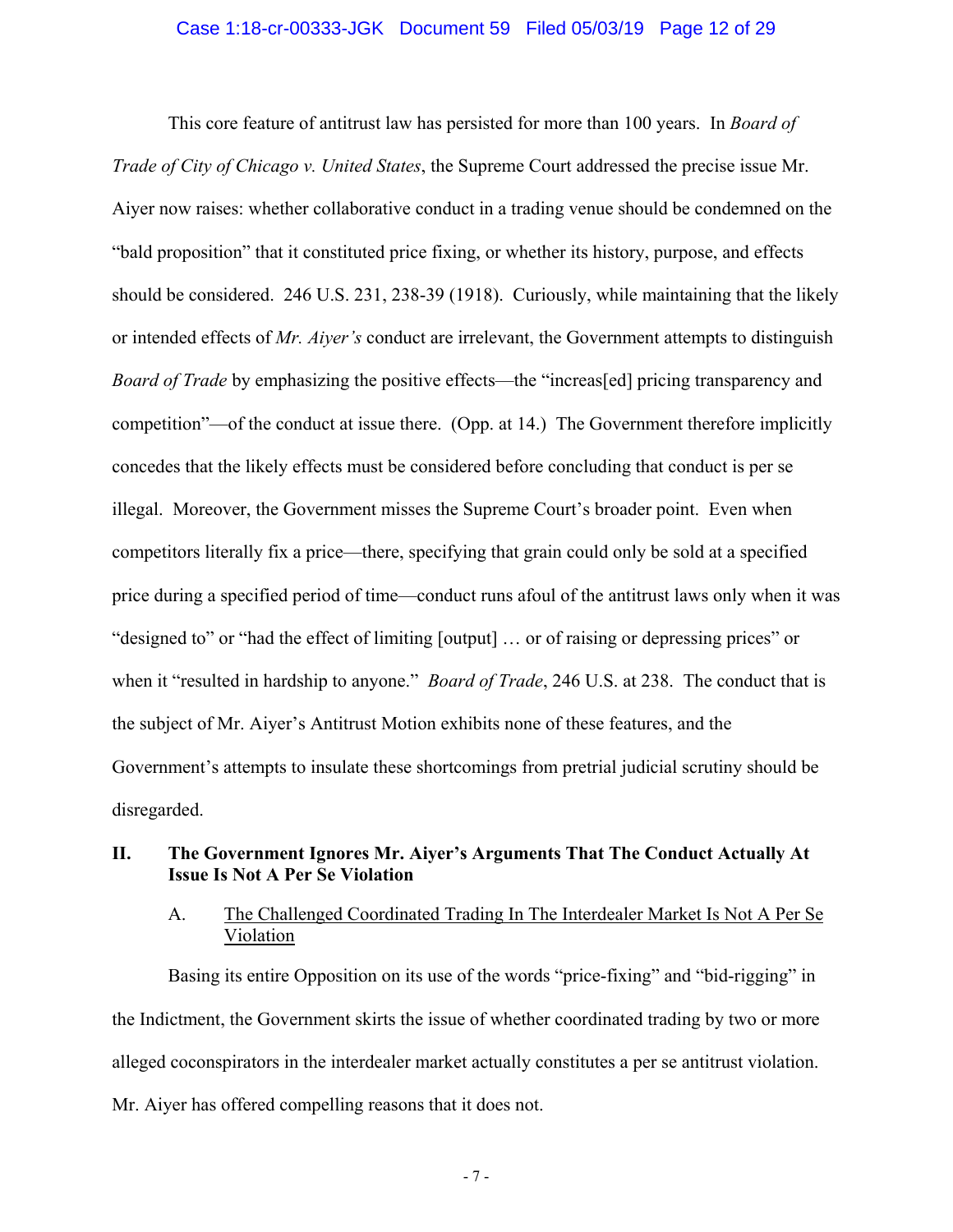This core feature of antitrust law has persisted for more than 100 years. In *Board of Trade of City of Chicago v. United States*, the Supreme Court addressed the precise issue Mr. Aiyer now raises: whether collaborative conduct in a trading venue should be condemned on the "bald proposition" that it constituted price fixing, or whether its history, purpose, and effects should be considered. 246 U.S. 231, 238-39 (1918). Curiously, while maintaining that the likely or intended effects of *Mr. Aiyer's* conduct are irrelevant, the Government attempts to distinguish *Board of Trade* by emphasizing the positive effects—the "increas[ed] pricing transparency and competition"—of the conduct at issue there. (Opp. at 14.) The Government therefore implicitly concedes that the likely effects must be considered before concluding that conduct is per se illegal. Moreover, the Government misses the Supreme Court's broader point. Even when competitors literally fix a price—there, specifying that grain could only be sold at a specified price during a specified period of time—conduct runs afoul of the antitrust laws only when it was "designed to" or "had the effect of limiting [output] … or of raising or depressing prices" or when it "resulted in hardship to anyone." *Board of Trade*, 246 U.S. at 238. The conduct that is the subject of Mr. Aiyer's Antitrust Motion exhibits none of these features, and the Government's attempts to insulate these shortcomings from pretrial judicial scrutiny should be disregarded.

## II. The Government Ignores Mr. Aiyer's Arguments That The Conduct Actually At Issue Is Not A Per Se Violation

### A. <u>The Challenged Coordinated Trading In The Interdealer Market Is Not A Per Se Violation</u>

Basing its entire Opposition on its use of the words "price-fixing" and "bid-rigging" in the Indictment, the Government skirts the issue of whether coordinated trading by two or more alleged coconspirators in the interdealer market actually constitutes a per se antitrust violation. Mr. Aiyer has offered compelling reasons that it does not.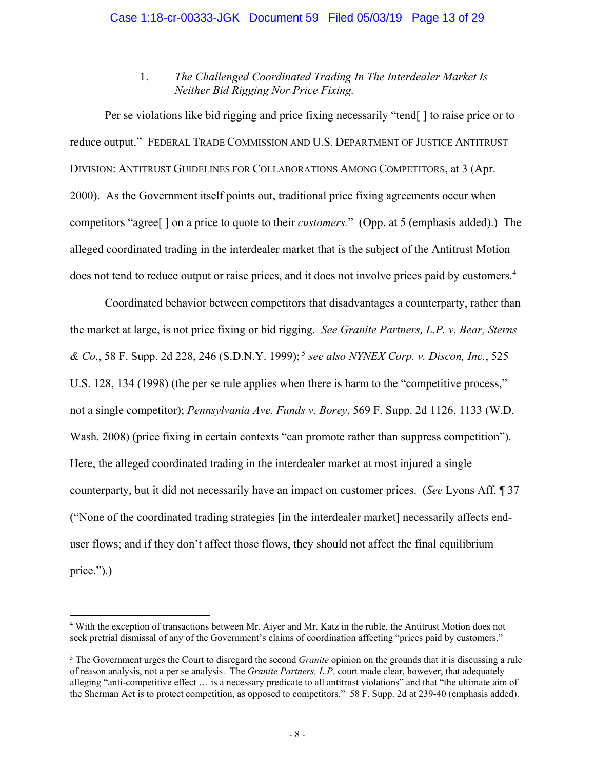### 1. *The Challenged Coordinated Trading In The Interdealer Market Is Neither Bid Rigging Nor Price Fixing.*

Per se violations like bid rigging and price fixing necessarily "tend[ ] to raise price or to reduce output." FEDERAL TRADE COMMISSION AND U.S. DEPARTMENT OF JUSTICE ANTITRUST DIVISION: ANTITRUST GUIDELINES FOR COLLABORATIONS AMONG COMPETITORS, at 3 (Apr. 2000). As the Government itself points out, traditional price fixing agreements occur when competitors "agree[ ] on a price to quote to their *customers*." (Opp. at 5 (emphasis added).) The alleged coordinated trading in the interdealer market that is the subject of the Antitrust Motion does not tend to reduce output or raise prices, and it does not involve prices paid by customers.[4]

Coordinated behavior between competitors that disadvantages a counterparty, rather than the market at large, is not price fixing or bid rigging. *See Granite Partners, L.P. v. Bear, Sterns & Co*., 58 F. Supp. 2d 228, 246 (S.D.N.Y. 1999);[5] *see also NYNEX Corp. v. Discon, Inc.*, 525 U.S. 128, 134 (1998) (the per se rule applies when there is harm to the "competitive process," not a single competitor); *Pennsylvania Ave. Funds v. Borey*, 569 F. Supp. 2d 1126, 1133 (W.D. Wash. 2008) (price fixing in certain contexts "can promote rather than suppress competition"). Here, the alleged coordinated trading in the interdealer market at most injured a single counterparty, but it did not necessarily have an impact on customer prices. (*See* Lyons Aff. ¶ 37 ("None of the coordinated trading strategies [in the interdealer market] necessarily affects end-user flows; and if they don't affect those flows, they should not affect the final equilibrium price.").)

---

[4] With the exception of transactions between Mr. Aiyer and Mr. Katz in the ruble, the Antitrust Motion does not seek pretrial dismissal of any of the Government's claims of coordination affecting "prices paid by customers."

[5] The Government urges the Court to disregard the second *Granite* opinion on the grounds that it is discussing a rule of reason analysis, not a per se analysis. The *Granite Partners, L.P.* court made clear, however, that adequately alleging "anti-competitive effect … is a necessary predicate to all antitrust violations" and that "the ultimate aim of the Sherman Act is to protect competition, as opposed to competitors." 58 F. Supp. 2d at 239-40 (emphasis added).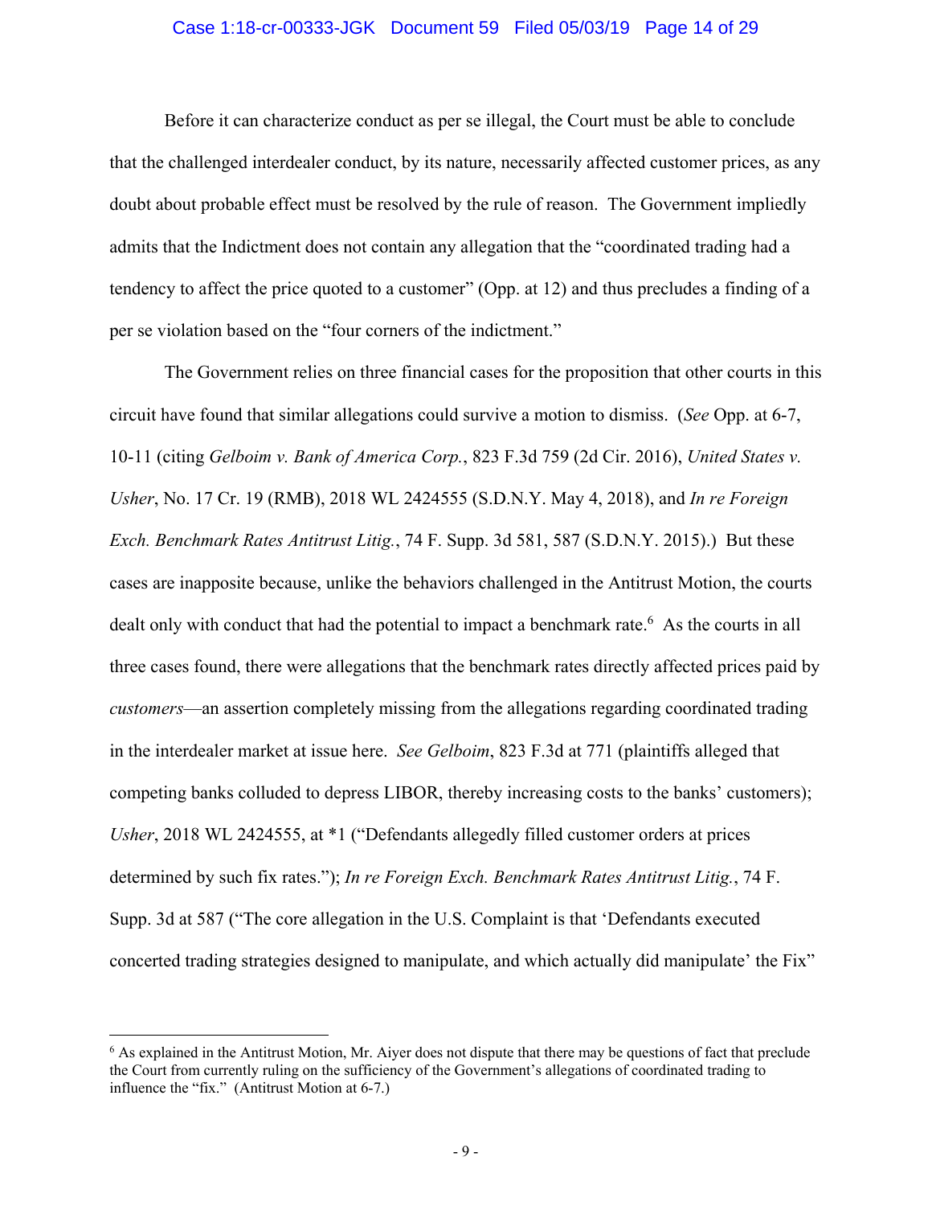Before it can characterize conduct as per se illegal, the Court must be able to conclude that the challenged interdealer conduct, by its nature, necessarily affected customer prices, as any doubt about probable effect must be resolved by the rule of reason. The Government impliedly admits that the Indictment does not contain any allegation that the "coordinated trading had a tendency to affect the price quoted to a customer" (Opp. at 12) and thus precludes a finding of a per se violation based on the "four corners of the indictment."

The Government relies on three financial cases for the proposition that other courts in this circuit have found that similar allegations could survive a motion to dismiss. (*See* Opp. at 6-7, 10-11 (citing *Gelboim v. Bank of America Corp.*, 823 F.3d 759 (2d Cir. 2016), *United States v. Usher*, No. 17 Cr. 19 (RMB), 2018 WL 2424555 (S.D.N.Y. May 4, 2018), and *In re Foreign Exch. Benchmark Rates Antitrust Litig.*, 74 F. Supp. 3d 581, 587 (S.D.N.Y. 2015).) But these cases are inapposite because, unlike the behaviors challenged in the Antitrust Motion, the courts dealt only with conduct that had the potential to impact a benchmark rate.[6] As the courts in all three cases found, there were allegations that the benchmark rates directly affected prices paid by *customers*—an assertion completely missing from the allegations regarding coordinated trading in the interdealer market at issue here. *See Gelboim*, 823 F.3d at 771 (plaintiffs alleged that competing banks colluded to depress LIBOR, thereby increasing costs to the banks' customers); *Usher*, 2018 WL 2424555, at \*1 ("Defendants allegedly filled customer orders at prices determined by such fix rates."); *In re Foreign Exch. Benchmark Rates Antitrust Litig.*, 74 F. Supp. 3d at 587 ("The core allegation in the U.S. Complaint is that 'Defendants executed concerted trading strategies designed to manipulate, and which actually did manipulate' the Fix"

---

[6] As explained in the Antitrust Motion, Mr. Aiyer does not dispute that there may be questions of fact that preclude the Court from currently ruling on the sufficiency of the Government's allegations of coordinated trading to influence the "fix." (Antitrust Motion at 6-7.)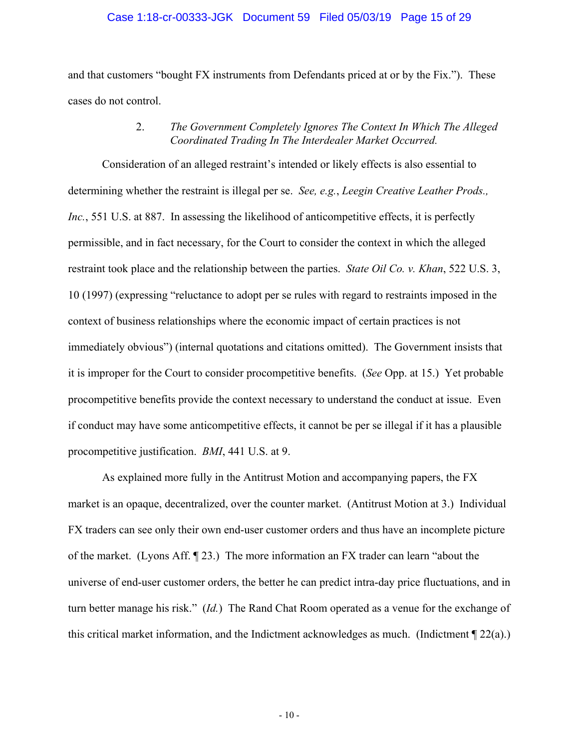and that customers "bought FX instruments from Defendants priced at or by the Fix."). These cases do not control.

2. *The Government Completely Ignores The Context In Which The Alleged Coordinated Trading In The Interdealer Market Occurred.*

Consideration of an alleged restraint's intended or likely effects is also essential to determining whether the restraint is illegal per se. *See, e.g.*, *Leegin Creative Leather Prods., Inc.*, 551 U.S. at 887. In assessing the likelihood of anticompetitive effects, it is perfectly permissible, and in fact necessary, for the Court to consider the context in which the alleged restraint took place and the relationship between the parties. *State Oil Co. v. Khan*, 522 U.S. 3, 10 (1997) (expressing "reluctance to adopt per se rules with regard to restraints imposed in the context of business relationships where the economic impact of certain practices is not immediately obvious") (internal quotations and citations omitted). The Government insists that it is improper for the Court to consider procompetitive benefits. (*See* Opp. at 15.) Yet probable procompetitive benefits provide the context necessary to understand the conduct at issue. Even if conduct may have some anticompetitive effects, it cannot be per se illegal if it has a plausible procompetitive justification. *BMI*, 441 U.S. at 9.

As explained more fully in the Antitrust Motion and accompanying papers, the FX market is an opaque, decentralized, over the counter market. (Antitrust Motion at 3.) Individual FX traders can see only their own end-user customer orders and thus have an incomplete picture of the market. (Lyons Aff. ¶ 23.) The more information an FX trader can learn "about the universe of end-user customer orders, the better he can predict intra-day price fluctuations, and in turn better manage his risk." (*Id.*) The Rand Chat Room operated as a venue for the exchange of this critical market information, and the Indictment acknowledges as much. (Indictment ¶ 22(a).)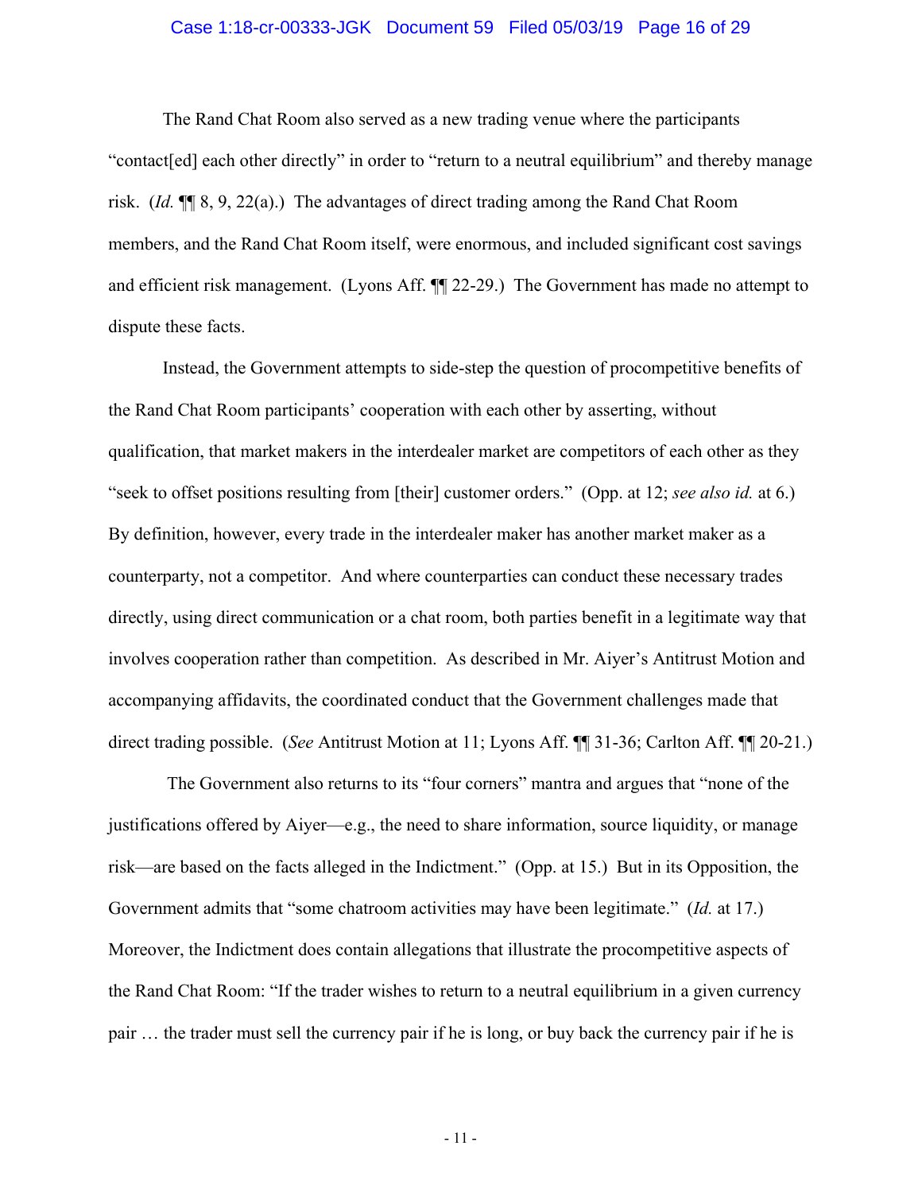The Rand Chat Room also served as a new trading venue where the participants "contact[ed] each other directly" in order to "return to a neutral equilibrium" and thereby manage risk. (*Id.* ¶¶ 8, 9, 22(a).) The advantages of direct trading among the Rand Chat Room members, and the Rand Chat Room itself, were enormous, and included significant cost savings and efficient risk management. (Lyons Aff. ¶¶ 22-29.) The Government has made no attempt to dispute these facts.

Instead, the Government attempts to side-step the question of procompetitive benefits of the Rand Chat Room participants' cooperation with each other by asserting, without qualification, that market makers in the interdealer market are competitors of each other as they "seek to offset positions resulting from [their] customer orders." (Opp. at 12; *see also id.* at 6.) By definition, however, every trade in the interdealer maker has another market maker as a counterparty, not a competitor. And where counterparties can conduct these necessary trades directly, using direct communication or a chat room, both parties benefit in a legitimate way that involves cooperation rather than competition. As described in Mr. Aiyer's Antitrust Motion and accompanying affidavits, the coordinated conduct that the Government challenges made that direct trading possible. (*See* Antitrust Motion at 11; Lyons Aff. ¶¶ 31-36; Carlton Aff. ¶¶ 20-21.)

The Government also returns to its "four corners" mantra and argues that "none of the justifications offered by Aiyer—e.g., the need to share information, source liquidity, or manage risk—are based on the facts alleged in the Indictment." (Opp. at 15.) But in its Opposition, the Government admits that "some chatroom activities may have been legitimate." (*Id.* at 17.) Moreover, the Indictment does contain allegations that illustrate the procompetitive aspects of the Rand Chat Room: "If the trader wishes to return to a neutral equilibrium in a given currency pair … the trader must sell the currency pair if he is long, or buy back the currency pair if he is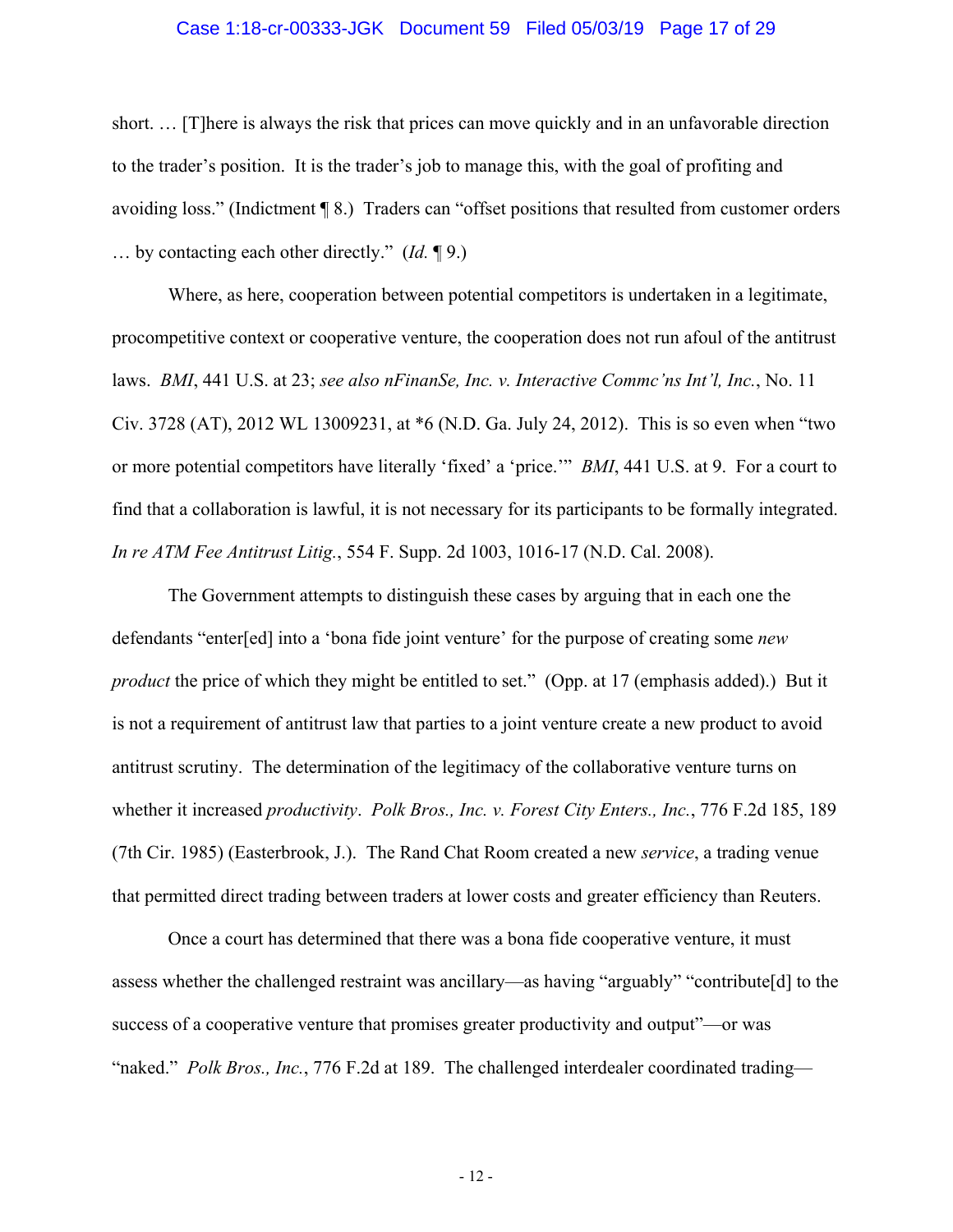short. … [T]here is always the risk that prices can move quickly and in an unfavorable direction to the trader's position. It is the trader's job to manage this, with the goal of profiting and avoiding loss." (Indictment ¶ 8.) Traders can "offset positions that resulted from customer orders … by contacting each other directly." (*Id.* ¶ 9.)

Where, as here, cooperation between potential competitors is undertaken in a legitimate, procompetitive context or cooperative venture, the cooperation does not run afoul of the antitrust laws. *BMI*, 441 U.S. at 23; *see also nFinanSe, Inc. v. Interactive Commc'ns Int'l, Inc.*, No. 11 Civ. 3728 (AT), 2012 WL 13009231, at *6 (N.D. Ga. July 24, 2012). This is so even when "two or more potential competitors have literally 'fixed' a 'price.'" *BMI*, 441 U.S. at 9. For a court to find that a collaboration is lawful, it is not necessary for its participants to be formally integrated. *In re ATM Fee Antitrust Litig.*, 554 F. Supp. 2d 1003, 1016-17 (N.D. Cal. 2008).

The Government attempts to distinguish these cases by arguing that in each one the defendants "enter[ed] into a 'bona fide joint venture' for the purpose of creating some *new product* the price of which they might be entitled to set." (Opp. at 17 (emphasis added).) But it is not a requirement of antitrust law that parties to a joint venture create a new product to avoid antitrust scrutiny. The determination of the legitimacy of the collaborative venture turns on whether it increased *productivity*. *Polk Bros., Inc. v. Forest City Enters., Inc.*, 776 F.2d 185, 189 (7th Cir. 1985) (Easterbrook, J.). The Rand Chat Room created a new *service*, a trading venue that permitted direct trading between traders at lower costs and greater efficiency than Reuters.

Once a court has determined that there was a bona fide cooperative venture, it must assess whether the challenged restraint was ancillary—as having "arguably" "contribute[d] to the success of a cooperative venture that promises greater productivity and output"—or was "naked." *Polk Bros., Inc.*, 776 F.2d at 189. The challenged interdealer coordinated trading—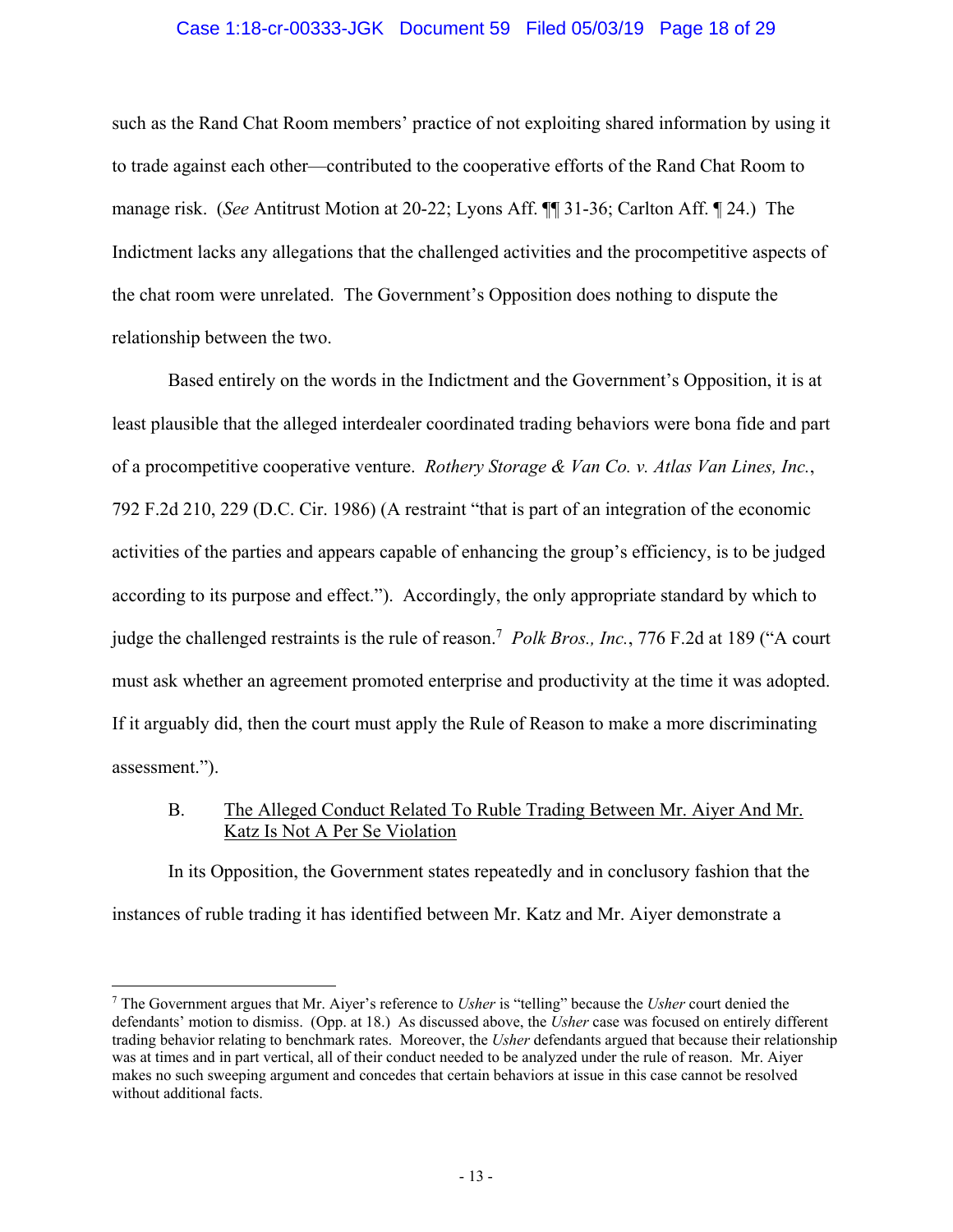such as the Rand Chat Room members' practice of not exploiting shared information by using it to trade against each other—contributed to the cooperative efforts of the Rand Chat Room to manage risk. (*See* Antitrust Motion at 20-22; Lyons Aff. ¶¶ 31-36; Carlton Aff. ¶ 24.) The Indictment lacks any allegations that the challenged activities and the procompetitive aspects of the chat room were unrelated. The Government's Opposition does nothing to dispute the relationship between the two.

Based entirely on the words in the Indictment and the Government's Opposition, it is at least plausible that the alleged interdealer coordinated trading behaviors were bona fide and part of a procompetitive cooperative venture. *Rothery Storage & Van Co. v. Atlas Van Lines, Inc.*, 792 F.2d 210, 229 (D.C. Cir. 1986) (A restraint "that is part of an integration of the economic activities of the parties and appears capable of enhancing the group's efficiency, is to be judged according to its purpose and effect."). Accordingly, the only appropriate standard by which to judge the challenged restraints is the rule of reason.[7] *Polk Bros., Inc.*, 776 F.2d at 189 ("A court must ask whether an agreement promoted enterprise and productivity at the time it was adopted. If it arguably did, then the court must apply the Rule of Reason to make a more discriminating assessment.").

### B. The Alleged Conduct Related To Ruble Trading Between Mr. Aiyer And Mr. Katz Is Not A Per Se Violation

In its Opposition, the Government states repeatedly and in conclusory fashion that the instances of ruble trading it has identified between Mr. Katz and Mr. Aiyer demonstrate a

---

[7] The Government argues that Mr. Aiyer's reference to *Usher* is "telling" because the *Usher* court denied the defendants' motion to dismiss. (Opp. at 18.) As discussed above, the *Usher* case was focused on entirely different trading behavior relating to benchmark rates. Moreover, the *Usher* defendants argued that because their relationship was at times and in part vertical, all of their conduct needed to be analyzed under the rule of reason. Mr. Aiyer makes no such sweeping argument and concedes that certain behaviors at issue in this case cannot be resolved without additional facts.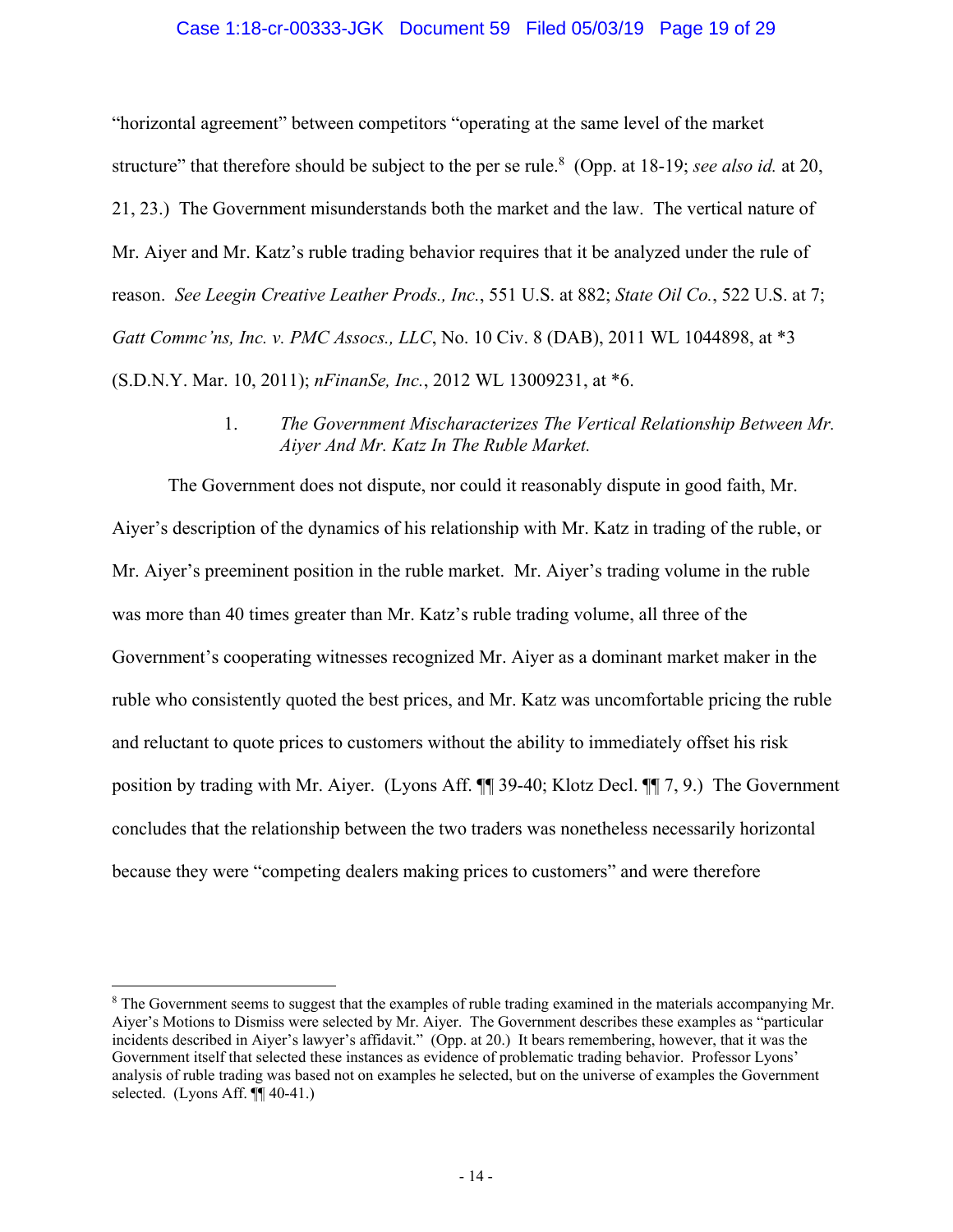"horizontal agreement" between competitors "operating at the same level of the market structure" that therefore should be subject to the per se rule.[8] (Opp. at 18-19; *see also id.* at 20, 21, 23.) The Government misunderstands both the market and the law. The vertical nature of Mr. Aiyer and Mr. Katz's ruble trading behavior requires that it be analyzed under the rule of reason. *See Leegin Creative Leather Prods., Inc.*, 551 U.S. at 882; *State Oil Co.*, 522 U.S. at 7; *Gatt Commc'ns, Inc. v. PMC Assocs., LLC*, No. 10 Civ. 8 (DAB), 2011 WL 1044898, at *3 (S.D.N.Y. Mar. 10, 2011); *nFinanSe, Inc.*, 2012 WL 13009231, at *6.

1. *The Government Mischaracterizes The Vertical Relationship Between Mr. Aiyer And Mr. Katz In The Ruble Market.*

The Government does not dispute, nor could it reasonably dispute in good faith, Mr. Aiyer's description of the dynamics of his relationship with Mr. Katz in trading of the ruble, or Mr. Aiyer's preeminent position in the ruble market. Mr. Aiyer's trading volume in the ruble was more than 40 times greater than Mr. Katz's ruble trading volume, all three of the Government's cooperating witnesses recognized Mr. Aiyer as a dominant market maker in the ruble who consistently quoted the best prices, and Mr. Katz was uncomfortable pricing the ruble and reluctant to quote prices to customers without the ability to immediately offset his risk position by trading with Mr. Aiyer. (Lyons Aff. ¶¶ 39-40; Klotz Decl. ¶¶ 7, 9.) The Government concludes that the relationship between the two traders was nonetheless necessarily horizontal because they were "competing dealers making prices to customers" and were therefore

[8] The Government seems to suggest that the examples of ruble trading examined in the materials accompanying Mr. Aiyer's Motions to Dismiss were selected by Mr. Aiyer. The Government describes these examples as "particular incidents described in Aiyer's lawyer's affidavit." (Opp. at 20.) It bears remembering, however, that it was the Government itself that selected these instances as evidence of problematic trading behavior. Professor Lyons' analysis of ruble trading was based not on examples he selected, but on the universe of examples the Government selected. (Lyons Aff. ¶¶ 40-41.)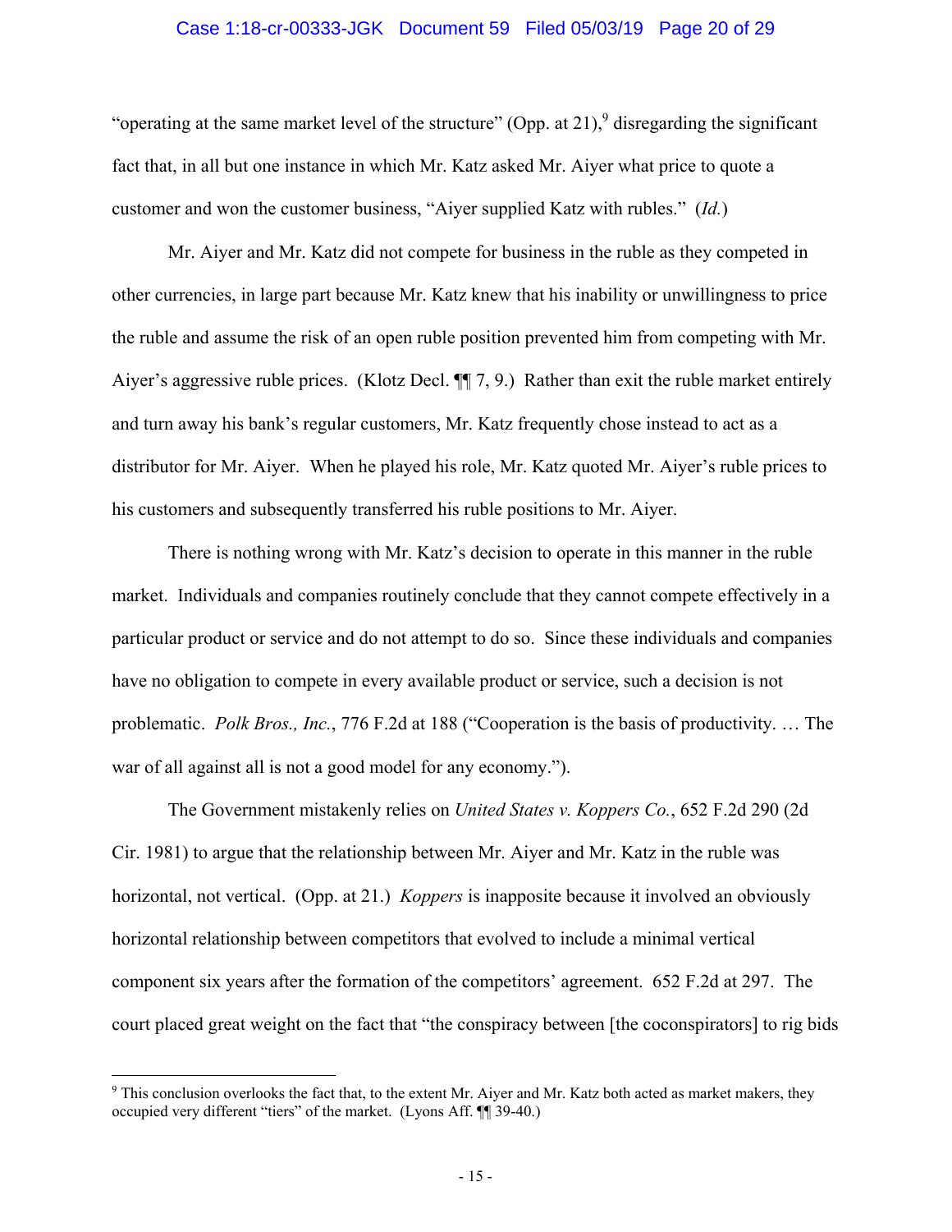"operating at the same market level of the structure" (Opp. at 21),[9] disregarding the significant fact that, in all but one instance in which Mr. Katz asked Mr. Aiyer what price to quote a customer and won the customer business, "Aiyer supplied Katz with rubles." (*Id.*)

Mr. Aiyer and Mr. Katz did not compete for business in the ruble as they competed in other currencies, in large part because Mr. Katz knew that his inability or unwillingness to price the ruble and assume the risk of an open ruble position prevented him from competing with Mr. Aiyer's aggressive ruble prices. (Klotz Decl. ¶¶ 7, 9.) Rather than exit the ruble market entirely and turn away his bank's regular customers, Mr. Katz frequently chose instead to act as a distributor for Mr. Aiyer. When he played his role, Mr. Katz quoted Mr. Aiyer's ruble prices to his customers and subsequently transferred his ruble positions to Mr. Aiyer.

There is nothing wrong with Mr. Katz's decision to operate in this manner in the ruble market. Individuals and companies routinely conclude that they cannot compete effectively in a particular product or service and do not attempt to do so. Since these individuals and companies have no obligation to compete in every available product or service, such a decision is not problematic. *Polk Bros., Inc.*, 776 F.2d at 188 ("Cooperation is the basis of productivity. … The war of all against all is not a good model for any economy.").

The Government mistakenly relies on *United States v. Koppers Co.*, 652 F.2d 290 (2d Cir. 1981) to argue that the relationship between Mr. Aiyer and Mr. Katz in the ruble was horizontal, not vertical. (Opp. at 21.) *Koppers* is inapposite because it involved an obviously horizontal relationship between competitors that evolved to include a minimal vertical component six years after the formation of the competitors' agreement. 652 F.2d at 297. The court placed great weight on the fact that "the conspiracy between [the coconspirators] to rig bids

---

[9] This conclusion overlooks the fact that, to the extent Mr. Aiyer and Mr. Katz both acted as market makers, they occupied very different "tiers" of the market. (Lyons Aff. ¶¶ 39-40.)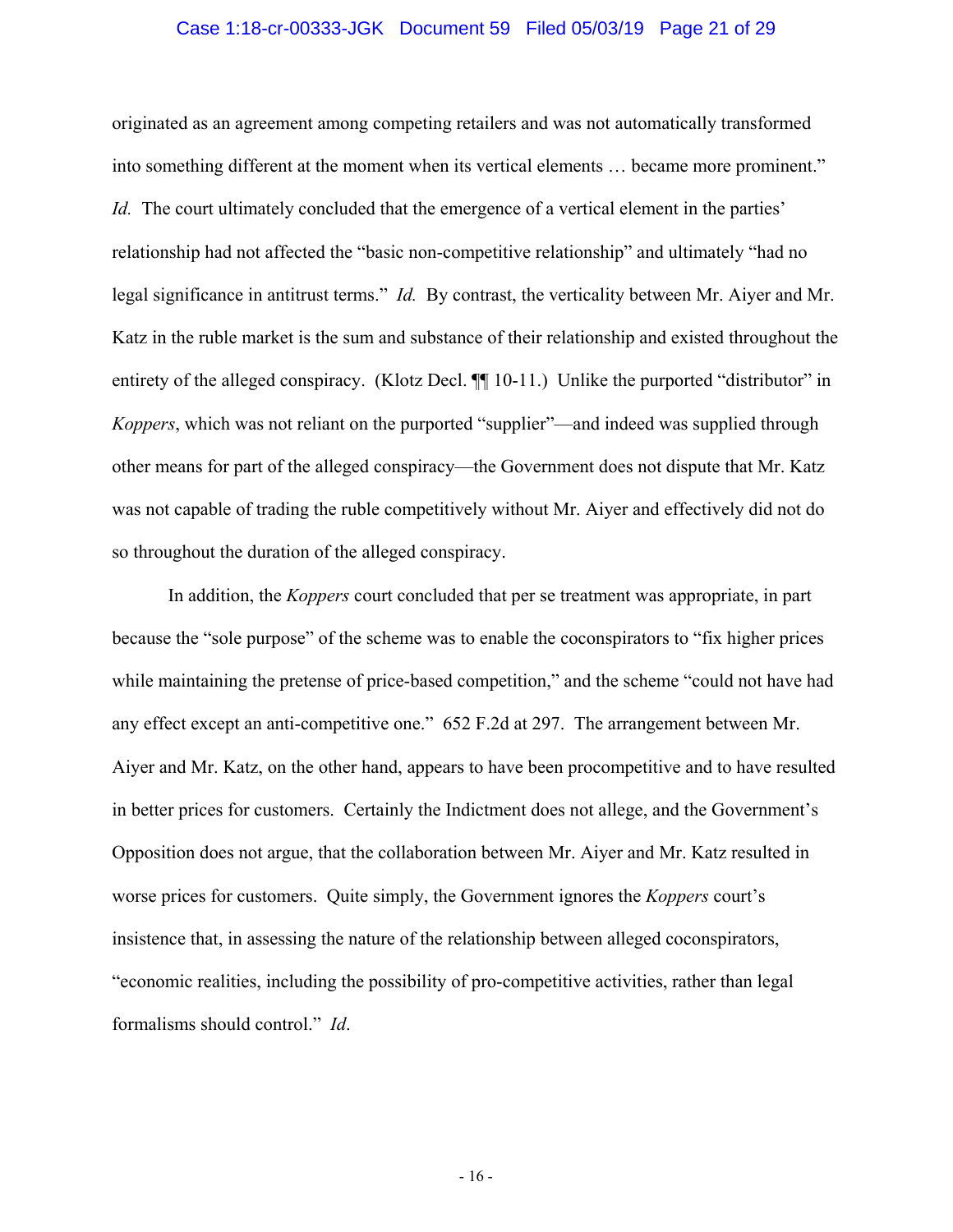originated as an agreement among competing retailers and was not automatically transformed into something different at the moment when its vertical elements … became more prominent." *Id.* The court ultimately concluded that the emergence of a vertical element in the parties' relationship had not affected the "basic non-competitive relationship" and ultimately "had no legal significance in antitrust terms." *Id.* By contrast, the verticality between Mr. Aiyer and Mr. Katz in the ruble market is the sum and substance of their relationship and existed throughout the entirety of the alleged conspiracy. (Klotz Decl. ¶¶ 10-11.) Unlike the purported "distributor" in *Koppers*, which was not reliant on the purported "supplier"—and indeed was supplied through other means for part of the alleged conspiracy—the Government does not dispute that Mr. Katz was not capable of trading the ruble competitively without Mr. Aiyer and effectively did not do so throughout the duration of the alleged conspiracy.

In addition, the *Koppers* court concluded that per se treatment was appropriate, in part because the "sole purpose" of the scheme was to enable the coconspirators to "fix higher prices while maintaining the pretense of price-based competition," and the scheme "could not have had any effect except an anti-competitive one." 652 F.2d at 297. The arrangement between Mr. Aiyer and Mr. Katz, on the other hand, appears to have been procompetitive and to have resulted in better prices for customers. Certainly the Indictment does not allege, and the Government's Opposition does not argue, that the collaboration between Mr. Aiyer and Mr. Katz resulted in worse prices for customers. Quite simply, the Government ignores the *Koppers* court's insistence that, in assessing the nature of the relationship between alleged coconspirators, "economic realities, including the possibility of pro-competitive activities, rather than legal formalisms should control." *Id*.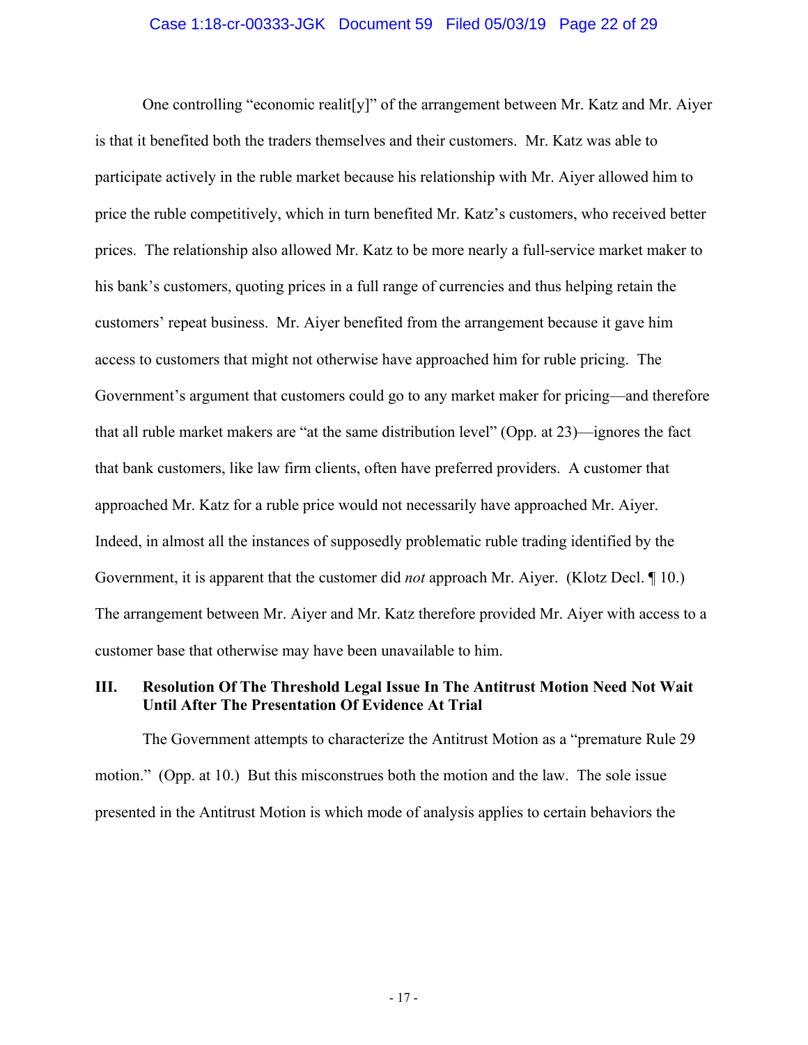One controlling "economic realit[y]" of the arrangement between Mr. Katz and Mr. Aiyer is that it benefited both the traders themselves and their customers. Mr. Katz was able to participate actively in the ruble market because his relationship with Mr. Aiyer allowed him to price the ruble competitively, which in turn benefited Mr. Katz's customers, who received better prices. The relationship also allowed Mr. Katz to be more nearly a full-service market maker to his bank's customers, quoting prices in a full range of currencies and thus helping retain the customers' repeat business. Mr. Aiyer benefited from the arrangement because it gave him access to customers that might not otherwise have approached him for ruble pricing. The Government's argument that customers could go to any market maker for pricing—and therefore that all ruble market makers are "at the same distribution level" (Opp. at 23)—ignores the fact that bank customers, like law firm clients, often have preferred providers. A customer that approached Mr. Katz for a ruble price would not necessarily have approached Mr. Aiyer. Indeed, in almost all the instances of supposedly problematic ruble trading identified by the Government, it is apparent that the customer did *not* approach Mr. Aiyer. (Klotz Decl. ¶ 10.) The arrangement between Mr. Aiyer and Mr. Katz therefore provided Mr. Aiyer with access to a customer base that otherwise may have been unavailable to him.

## III. Resolution Of The Threshold Legal Issue In The Antitrust Motion Need Not Wait Until After The Presentation Of Evidence At Trial

The Government attempts to characterize the Antitrust Motion as a "premature Rule 29 motion." (Opp. at 10.) But this misconstrues both the motion and the law. The sole issue presented in the Antitrust Motion is which mode of analysis applies to certain behaviors the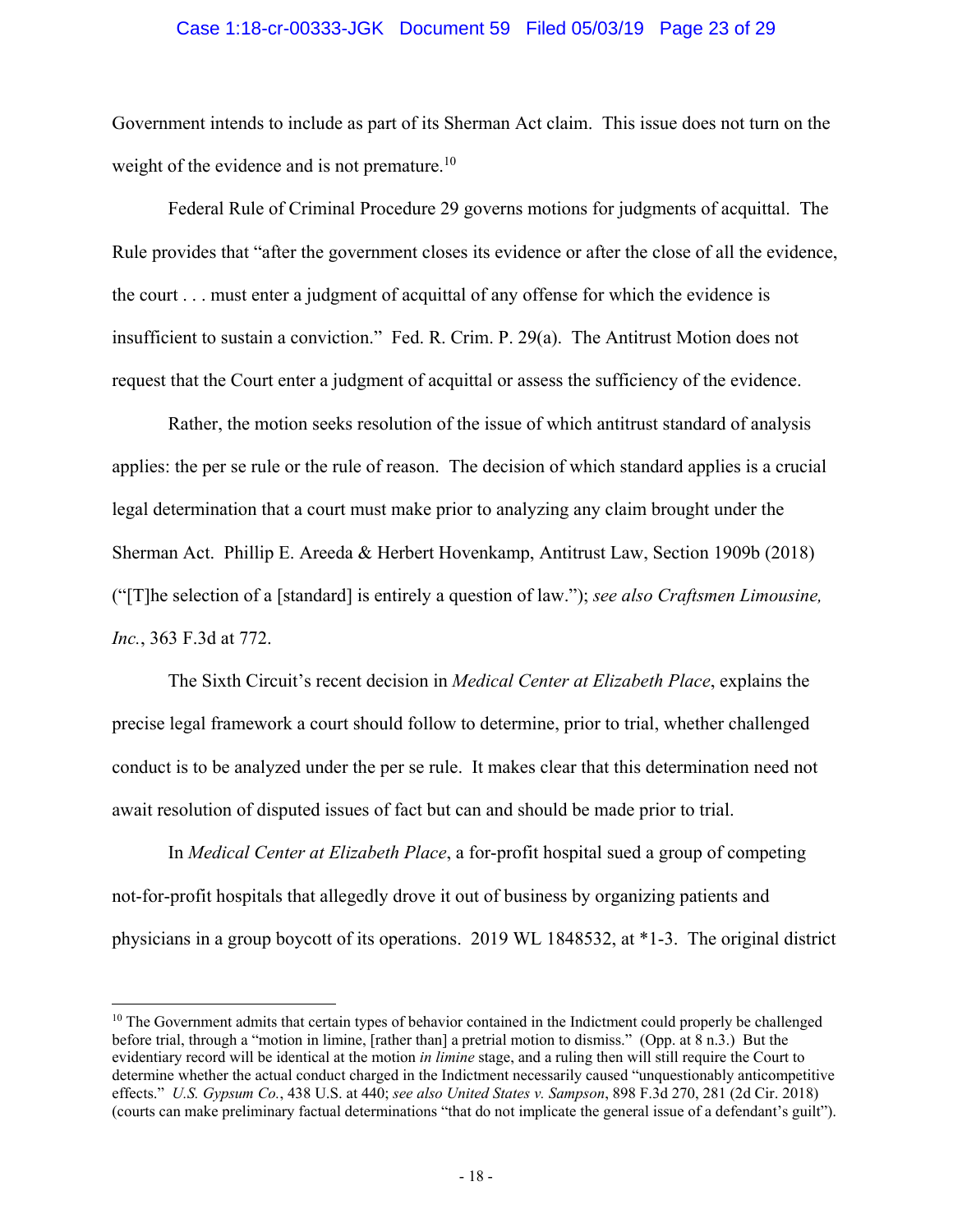Government intends to include as part of its Sherman Act claim. This issue does not turn on the weight of the evidence and is not premature.[10]

Federal Rule of Criminal Procedure 29 governs motions for judgments of acquittal. The Rule provides that "after the government closes its evidence or after the close of all the evidence, the court . . . must enter a judgment of acquittal of any offense for which the evidence is insufficient to sustain a conviction." Fed. R. Crim. P. 29(a). The Antitrust Motion does not request that the Court enter a judgment of acquittal or assess the sufficiency of the evidence.

Rather, the motion seeks resolution of the issue of which antitrust standard of analysis applies: the per se rule or the rule of reason. The decision of which standard applies is a crucial legal determination that a court must make prior to analyzing any claim brought under the Sherman Act. Phillip E. Areeda & Herbert Hovenkamp, Antitrust Law, Section 1909b (2018) ("[T]he selection of a [standard] is entirely a question of law."); *see also Craftsmen Limousine, Inc.*, 363 F.3d at 772.

The Sixth Circuit's recent decision in *Medical Center at Elizabeth Place*, explains the precise legal framework a court should follow to determine, prior to trial, whether challenged conduct is to be analyzed under the per se rule. It makes clear that this determination need not await resolution of disputed issues of fact but can and should be made prior to trial.

In *Medical Center at Elizabeth Place*, a for-profit hospital sued a group of competing not-for-profit hospitals that allegedly drove it out of business by organizing patients and physicians in a group boycott of its operations. 2019 WL 1848532, at *1-3. The original district

---

[10] The Government admits that certain types of behavior contained in the Indictment could properly be challenged before trial, through a "motion in limine, [rather than] a pretrial motion to dismiss." (Opp. at 8 n.3.) But the evidentiary record will be identical at the motion *in limine* stage, and a ruling then will still require the Court to determine whether the actual conduct charged in the Indictment necessarily caused "unquestionably anticompetitive effects." *U.S. Gypsum Co.*, 438 U.S. at 440; *see also United States v. Sampson*, 898 F.3d 270, 281 (2d Cir. 2018) (courts can make preliminary factual determinations "that do not implicate the general issue of a defendant's guilt").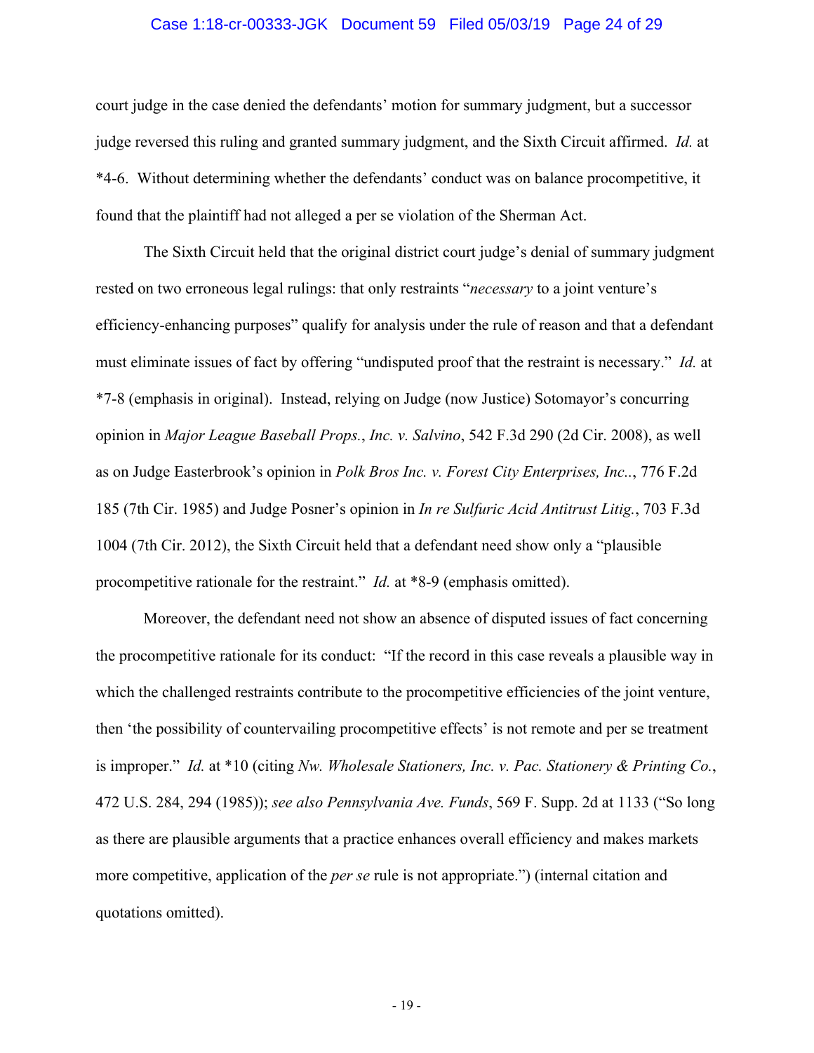court judge in the case denied the defendants' motion for summary judgment, but a successor judge reversed this ruling and granted summary judgment, and the Sixth Circuit affirmed. *Id.* at *4-6. Without determining whether the defendants' conduct was on balance procompetitive, it found that the plaintiff had not alleged a per se violation of the Sherman Act.

The Sixth Circuit held that the original district court judge's denial of summary judgment rested on two erroneous legal rulings: that only restraints "*necessary* to a joint venture's efficiency-enhancing purposes" qualify for analysis under the rule of reason and that a defendant must eliminate issues of fact by offering "undisputed proof that the restraint is necessary." *Id.* at *7-8 (emphasis in original). Instead, relying on Judge (now Justice) Sotomayor's concurring opinion in *Major League Baseball Props., Inc. v. Salvino*, 542 F.3d 290 (2d Cir. 2008), as well as on Judge Easterbrook's opinion in *Polk Bros Inc. v. Forest City Enterprises, Inc..*, 776 F.2d 185 (7th Cir. 1985) and Judge Posner's opinion in *In re Sulfuric Acid Antitrust Litig.*, 703 F.3d 1004 (7th Cir. 2012), the Sixth Circuit held that a defendant need show only a "plausible procompetitive rationale for the restraint." *Id.* at *8-9 (emphasis omitted).

Moreover, the defendant need not show an absence of disputed issues of fact concerning the procompetitive rationale for its conduct: "If the record in this case reveals a plausible way in which the challenged restraints contribute to the procompetitive efficiencies of the joint venture, then 'the possibility of countervailing procompetitive effects' is not remote and per se treatment is improper." *Id.* at *10 (citing *Nw. Wholesale Stationers, Inc. v. Pac. Stationery & Printing Co.*, 472 U.S. 284, 294 (1985)); *see also Pennsylvania Ave. Funds*, 569 F. Supp. 2d at 1133 ("So long as there are plausible arguments that a practice enhances overall efficiency and makes markets more competitive, application of the *per se* rule is not appropriate.") (internal citation and quotations omitted).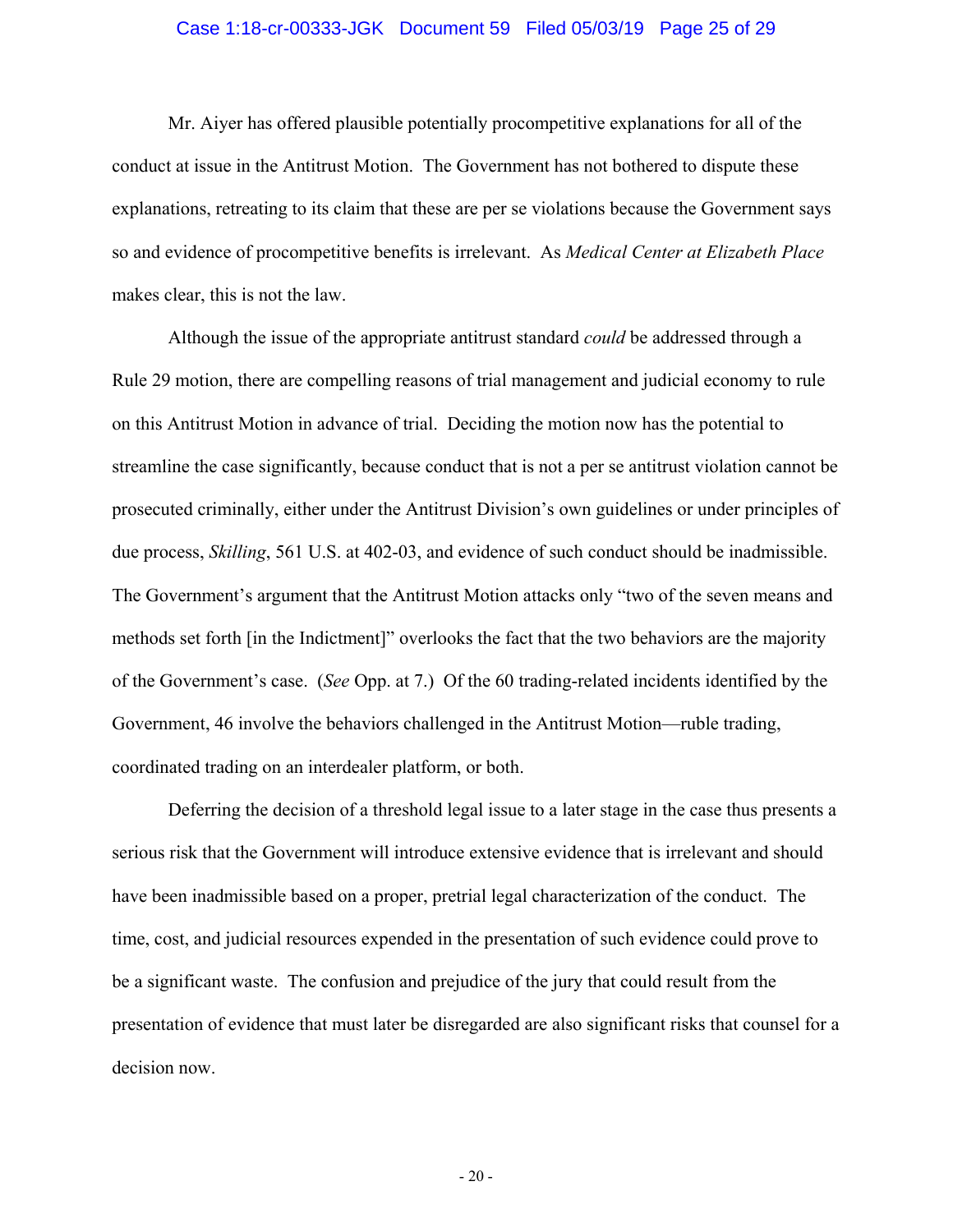Mr. Aiyer has offered plausible potentially procompetitive explanations for all of the conduct at issue in the Antitrust Motion. The Government has not bothered to dispute these explanations, retreating to its claim that these are per se violations because the Government says so and evidence of procompetitive benefits is irrelevant. As *Medical Center at Elizabeth Place* makes clear, this is not the law.

Although the issue of the appropriate antitrust standard *could* be addressed through a Rule 29 motion, there are compelling reasons of trial management and judicial economy to rule on this Antitrust Motion in advance of trial. Deciding the motion now has the potential to streamline the case significantly, because conduct that is not a per se antitrust violation cannot be prosecuted criminally, either under the Antitrust Division's own guidelines or under principles of due process, *Skilling*, 561 U.S. at 402-03, and evidence of such conduct should be inadmissible. The Government's argument that the Antitrust Motion attacks only "two of the seven means and methods set forth [in the Indictment]" overlooks the fact that the two behaviors are the majority of the Government's case. (*See* Opp. at 7.) Of the 60 trading-related incidents identified by the Government, 46 involve the behaviors challenged in the Antitrust Motion—ruble trading, coordinated trading on an interdealer platform, or both.

Deferring the decision of a threshold legal issue to a later stage in the case thus presents a serious risk that the Government will introduce extensive evidence that is irrelevant and should have been inadmissible based on a proper, pretrial legal characterization of the conduct. The time, cost, and judicial resources expended in the presentation of such evidence could prove to be a significant waste. The confusion and prejudice of the jury that could result from the presentation of evidence that must later be disregarded are also significant risks that counsel for a decision now.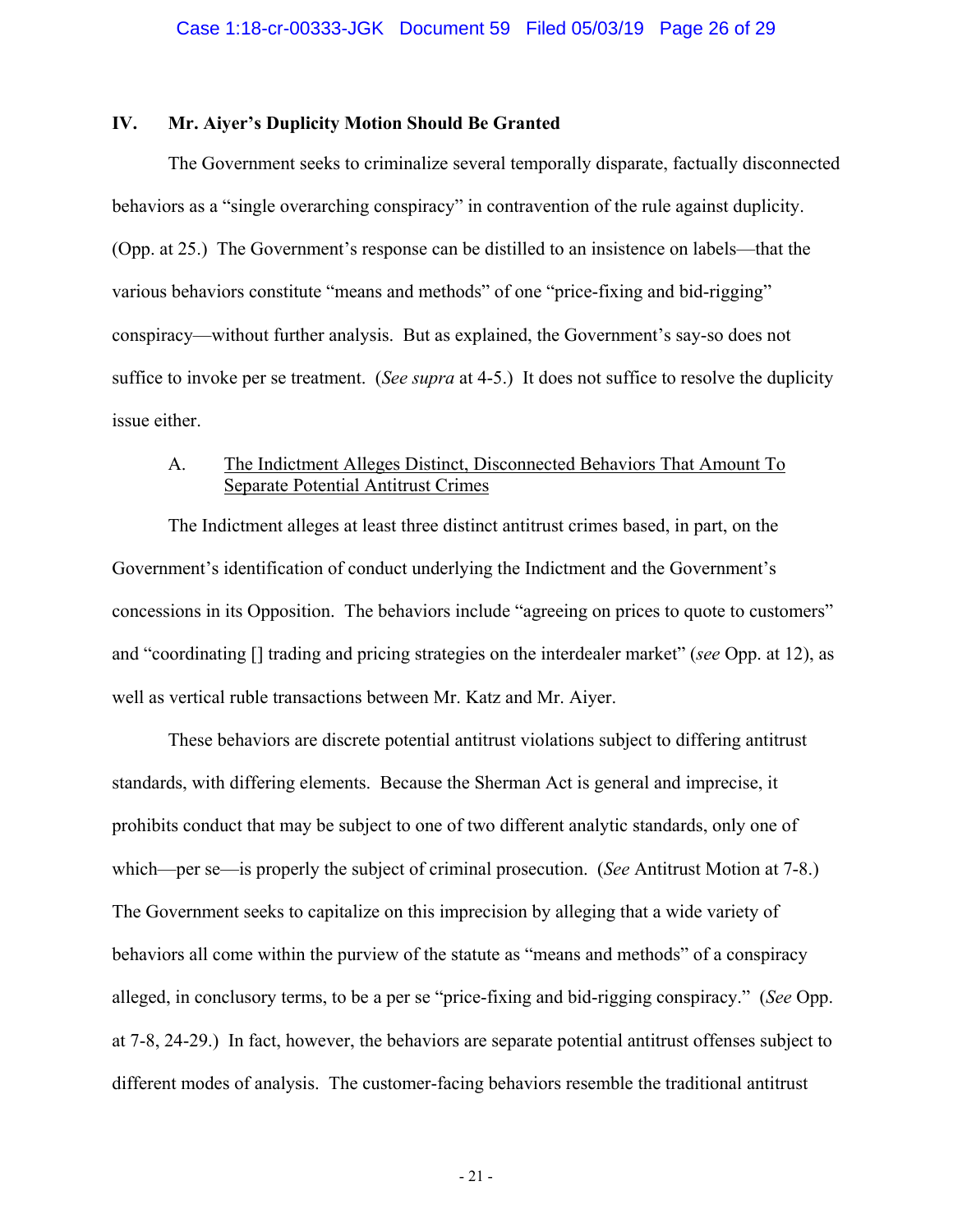## IV. Mr. Aiyer's Duplicity Motion Should Be Granted

The Government seeks to criminalize several temporally disparate, factually disconnected behaviors as a "single overarching conspiracy" in contravention of the rule against duplicity. (Opp. at 25.) The Government's response can be distilled to an insistence on labels—that the various behaviors constitute "means and methods" of one "price-fixing and bid-rigging" conspiracy—without further analysis. But as explained, the Government's say-so does not suffice to invoke per se treatment. (*See supra* at 4-5.) It does not suffice to resolve the duplicity issue either.

### A. <u>The Indictment Alleges Distinct, Disconnected Behaviors That Amount To Separate Potential Antitrust Crimes</u>

The Indictment alleges at least three distinct antitrust crimes based, in part, on the Government's identification of conduct underlying the Indictment and the Government's concessions in its Opposition. The behaviors include "agreeing on prices to quote to customers" and "coordinating [] trading and pricing strategies on the interdealer market" (*see* Opp. at 12), as well as vertical ruble transactions between Mr. Katz and Mr. Aiyer.

These behaviors are discrete potential antitrust violations subject to differing antitrust standards, with differing elements. Because the Sherman Act is general and imprecise, it prohibits conduct that may be subject to one of two different analytic standards, only one of which—per se—is properly the subject of criminal prosecution. (*See* Antitrust Motion at 7-8.) The Government seeks to capitalize on this imprecision by alleging that a wide variety of behaviors all come within the purview of the statute as "means and methods" of a conspiracy alleged, in conclusory terms, to be a per se "price-fixing and bid-rigging conspiracy." (*See* Opp. at 7-8, 24-29.) In fact, however, the behaviors are separate potential antitrust offenses subject to different modes of analysis. The customer-facing behaviors resemble the traditional antitrust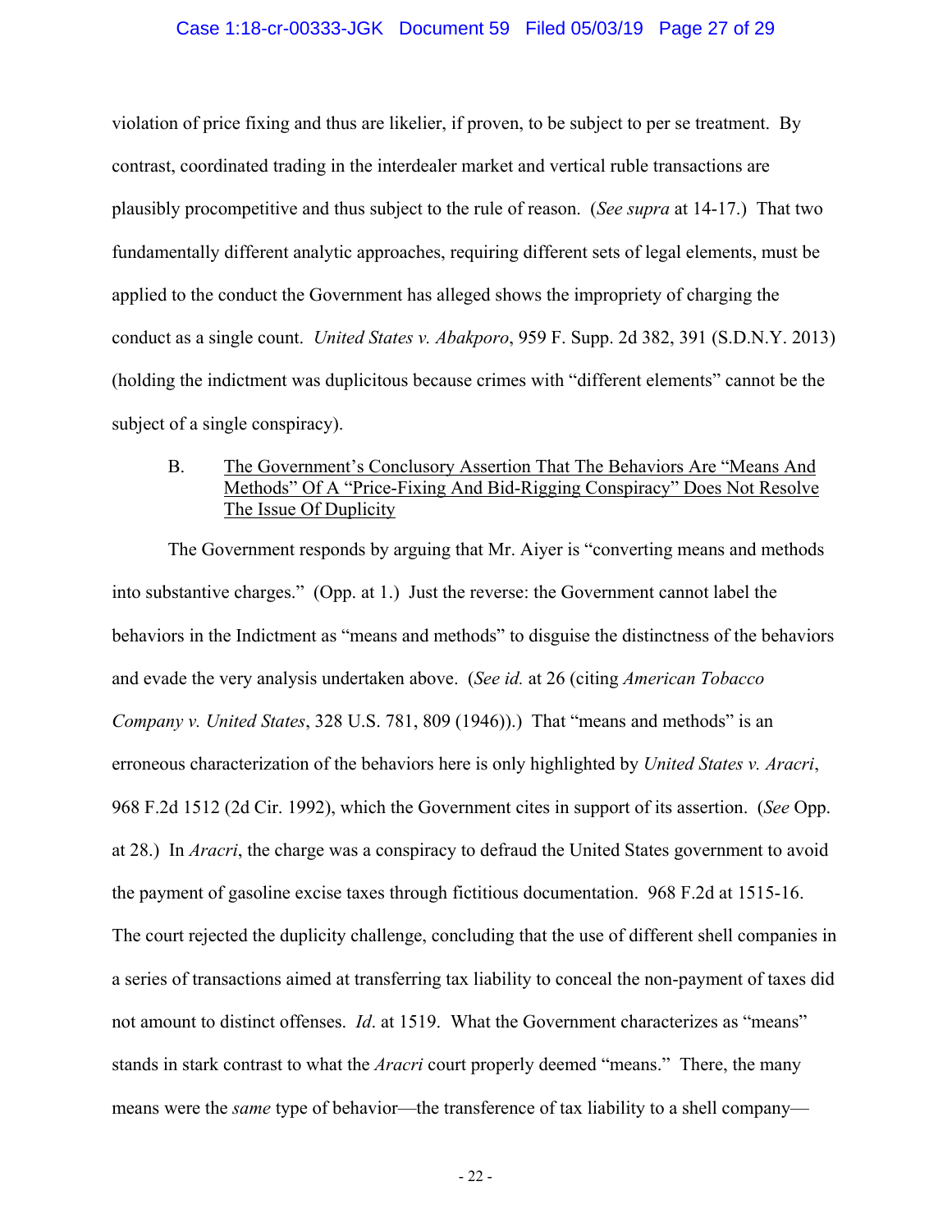violation of price fixing and thus are likelier, if proven, to be subject to per se treatment. By contrast, coordinated trading in the interdealer market and vertical ruble transactions are plausibly procompetitive and thus subject to the rule of reason. (*See supra* at 14-17.) That two fundamentally different analytic approaches, requiring different sets of legal elements, must be applied to the conduct the Government has alleged shows the impropriety of charging the conduct as a single count. *United States v. Abakporo*, 959 F. Supp. 2d 382, 391 (S.D.N.Y. 2013) (holding the indictment was duplicitous because crimes with "different elements" cannot be the subject of a single conspiracy).

B. The Government's Conclusory Assertion That The Behaviors Are "Means And Methods" Of A "Price-Fixing And Bid-Rigging Conspiracy" Does Not Resolve The Issue Of Duplicity

The Government responds by arguing that Mr. Aiyer is "converting means and methods into substantive charges." (Opp. at 1.) Just the reverse: the Government cannot label the behaviors in the Indictment as "means and methods" to disguise the distinctness of the behaviors and evade the very analysis undertaken above. (*See id.* at 26 (citing *American Tobacco Company v. United States*, 328 U.S. 781, 809 (1946)).) That "means and methods" is an erroneous characterization of the behaviors here is only highlighted by *United States v. Aracri*, 968 F.2d 1512 (2d Cir. 1992), which the Government cites in support of its assertion. (*See* Opp. at 28.) In *Aracri*, the charge was a conspiracy to defraud the United States government to avoid the payment of gasoline excise taxes through fictitious documentation. 968 F.2d at 1515-16. The court rejected the duplicity challenge, concluding that the use of different shell companies in a series of transactions aimed at transferring tax liability to conceal the non-payment of taxes did not amount to distinct offenses. *Id*. at 1519. What the Government characterizes as "means" stands in stark contrast to what the *Aracri* court properly deemed "means." There, the many means were the *same* type of behavior—the transference of tax liability to a shell company—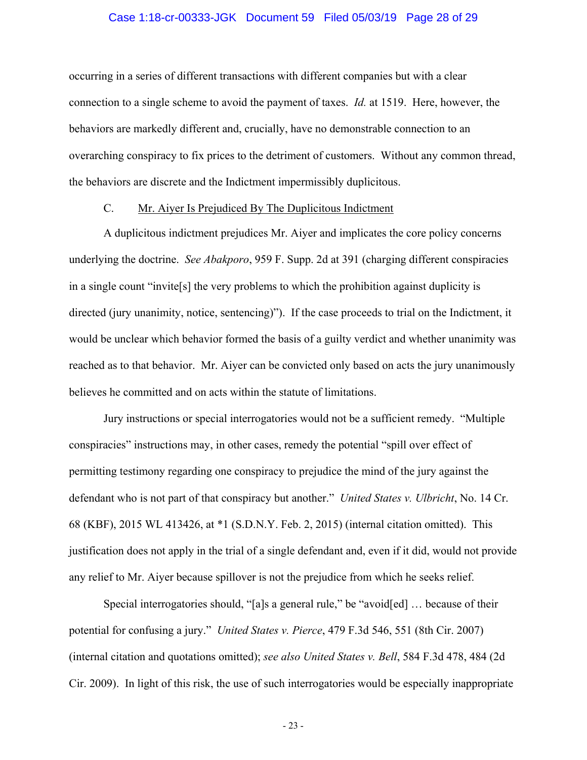occurring in a series of different transactions with different companies but with a clear connection to a single scheme to avoid the payment of taxes. *Id.* at 1519. Here, however, the behaviors are markedly different and, crucially, have no demonstrable connection to an overarching conspiracy to fix prices to the detriment of customers. Without any common thread, the behaviors are discrete and the Indictment impermissibly duplicitous.

### C. <u>Mr. Aiyer Is Prejudiced By The Duplicitous Indictment</u>

A duplicitous indictment prejudices Mr. Aiyer and implicates the core policy concerns underlying the doctrine. *See Abakporo*, 959 F. Supp. 2d at 391 (charging different conspiracies in a single count "invite[s] the very problems to which the prohibition against duplicity is directed (jury unanimity, notice, sentencing)"). If the case proceeds to trial on the Indictment, it would be unclear which behavior formed the basis of a guilty verdict and whether unanimity was reached as to that behavior. Mr. Aiyer can be convicted only based on acts the jury unanimously believes he committed and on acts within the statute of limitations.

Jury instructions or special interrogatories would not be a sufficient remedy. "Multiple conspiracies" instructions may, in other cases, remedy the potential "spill over effect of permitting testimony regarding one conspiracy to prejudice the mind of the jury against the defendant who is not part of that conspiracy but another." *United States v. Ulbricht*, No. 14 Cr. 68 (KBF), 2015 WL 413426, at *1 (S.D.N.Y. Feb. 2, 2015) (internal citation omitted). This justification does not apply in the trial of a single defendant and, even if it did, would not provide any relief to Mr. Aiyer because spillover is not the prejudice from which he seeks relief.

Special interrogatories should, "[a]s a general rule," be "avoid[ed] … because of their potential for confusing a jury." *United States v. Pierce*, 479 F.3d 546, 551 (8th Cir. 2007) (internal citation and quotations omitted); *see also United States v. Bell*, 584 F.3d 478, 484 (2d Cir. 2009). In light of this risk, the use of such interrogatories would be especially inappropriate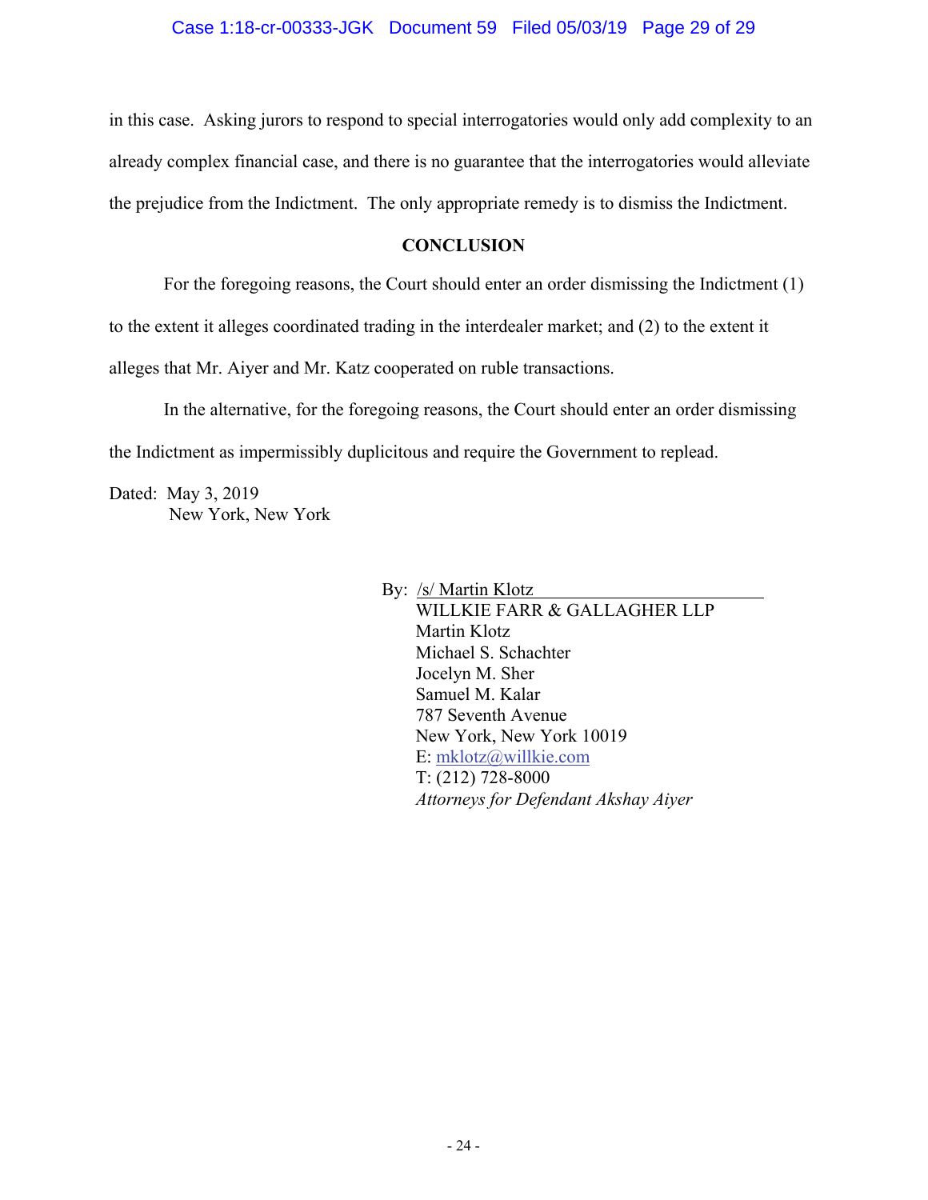in this case. Asking jurors to respond to special interrogatories would only add complexity to an already complex financial case, and there is no guarantee that the interrogatories would alleviate the prejudice from the Indictment. The only appropriate remedy is to dismiss the Indictment.

## CONCLUSION

For the foregoing reasons, the Court should enter an order dismissing the Indictment (1) to the extent it alleges coordinated trading in the interdealer market; and (2) to the extent it alleges that Mr. Aiyer and Mr. Katz cooperated on ruble transactions.

In the alternative, for the foregoing reasons, the Court should enter an order dismissing the Indictment as impermissibly duplicitous and require the Government to replead.

Dated: May 3, 2019
New York, New York

By: /s/ Martin Klotz
WILLKIE FARR & GALLAGHER LLP
Martin Klotz
Michael S. Schachter
Jocelyn M. Sher
Samuel M. Kalar
787 Seventh Avenue
New York, New York 10019
E: mklotz@willkie.com
T: (212) 728-8000
*Attorneys for Defendant Akshay Aiyer*